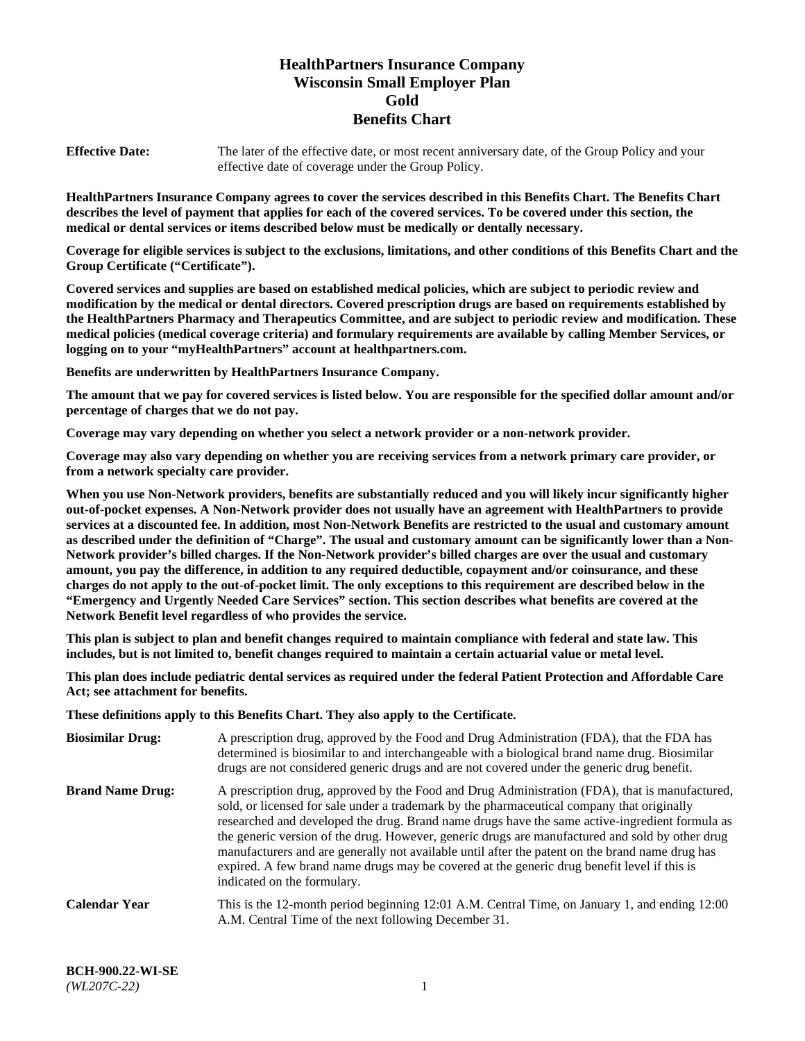# HealthPartners Insurance Company
# Wisconsin Small Employer Plan
# Gold
# Benefits Chart

**Effective Date:** The later of the effective date, or most recent anniversary date, of the Group Policy and your effective date of coverage under the Group Policy.

**HealthPartners Insurance Company agrees to cover the services described in this Benefits Chart. The Benefits Chart describes the level of payment that applies for each of the covered services. To be covered under this section, the medical or dental services or items described below must be medically or dentally necessary.**

**Coverage for eligible services is subject to the exclusions, limitations, and other conditions of this Benefits Chart and the Group Certificate ("Certificate").**

**Covered services and supplies are based on established medical policies, which are subject to periodic review and modification by the medical or dental directors. Covered prescription drugs are based on requirements established by the HealthPartners Pharmacy and Therapeutics Committee, and are subject to periodic review and modification. These medical policies (medical coverage criteria) and formulary requirements are available by calling Member Services, or logging on to your "myHealthPartners" account at healthpartners.com.**

**Benefits are underwritten by HealthPartners Insurance Company.**

**The amount that we pay for covered services is listed below. You are responsible for the specified dollar amount and/or percentage of charges that we do not pay.**

**Coverage may vary depending on whether you select a network provider or a non-network provider.**

**Coverage may also vary depending on whether you are receiving services from a network primary care provider, or from a network specialty care provider.**

**When you use Non-Network providers, benefits are substantially reduced and you will likely incur significantly higher out-of-pocket expenses. A Non-Network provider does not usually have an agreement with HealthPartners to provide services at a discounted fee. In addition, most Non-Network Benefits are restricted to the usual and customary amount as described under the definition of "Charge". The usual and customary amount can be significantly lower than a Non-Network provider's billed charges. If the Non-Network provider's billed charges are over the usual and customary amount, you pay the difference, in addition to any required deductible, copayment and/or coinsurance, and these charges do not apply to the out-of-pocket limit. The only exceptions to this requirement are described below in the "Emergency and Urgently Needed Care Services" section. This section describes what benefits are covered at the Network Benefit level regardless of who provides the service.**

**This plan is subject to plan and benefit changes required to maintain compliance with federal and state law. This includes, but is not limited to, benefit changes required to maintain a certain actuarial value or metal level.**

**This plan does include pediatric dental services as required under the federal Patient Protection and Affordable Care Act; see attachment for benefits.**

**These definitions apply to this Benefits Chart. They also apply to the Certificate.**

**Biosimilar Drug:** A prescription drug, approved by the Food and Drug Administration (FDA), that the FDA has determined is biosimilar to and interchangeable with a biological brand name drug. Biosimilar drugs are not considered generic drugs and are not covered under the generic drug benefit.

**Brand Name Drug:** A prescription drug, approved by the Food and Drug Administration (FDA), that is manufactured, sold, or licensed for sale under a trademark by the pharmaceutical company that originally researched and developed the drug. Brand name drugs have the same active-ingredient formula as the generic version of the drug. However, generic drugs are manufactured and sold by other drug manufacturers and are generally not available until after the patent on the brand name drug has expired. A few brand name drugs may be covered at the generic drug benefit level if this is indicated on the formulary.

**Calendar Year** This is the 12-month period beginning 12:01 A.M. Central Time, on January 1, and ending 12:00 A.M. Central Time of the next following December 31.

**BCH-900.22-WI-SE**
*(WL207C-22)*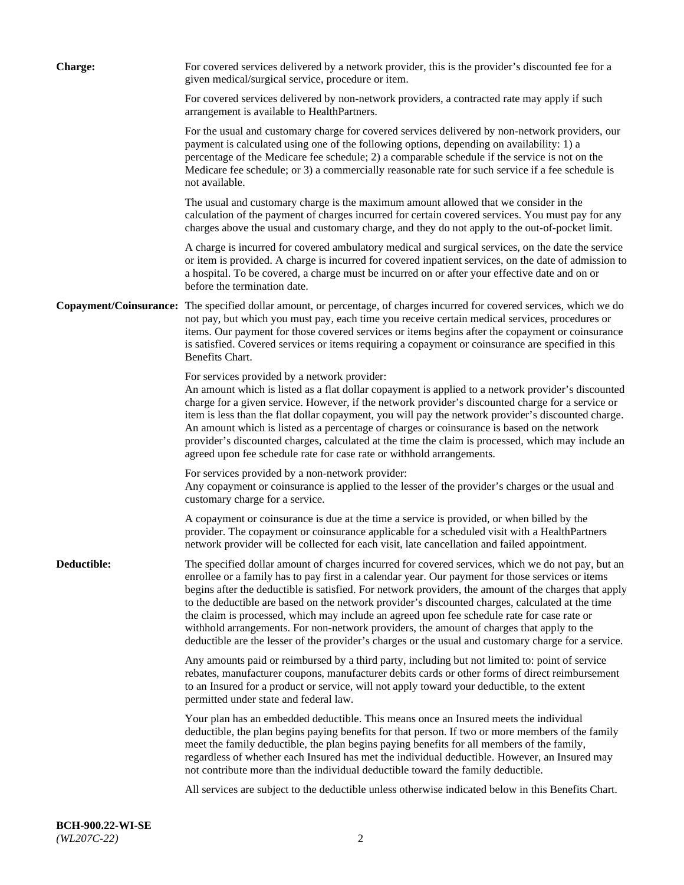**Charge:** For covered services delivered by a network provider, this is the provider's discounted fee for a given medical/surgical service, procedure or item.

For covered services delivered by non-network providers, a contracted rate may apply if such arrangement is available to HealthPartners.

For the usual and customary charge for covered services delivered by non-network providers, our payment is calculated using one of the following options, depending on availability: 1) a percentage of the Medicare fee schedule; 2) a comparable schedule if the service is not on the Medicare fee schedule; or 3) a commercially reasonable rate for such service if a fee schedule is not available.

The usual and customary charge is the maximum amount allowed that we consider in the calculation of the payment of charges incurred for certain covered services. You must pay for any charges above the usual and customary charge, and they do not apply to the out-of-pocket limit.

A charge is incurred for covered ambulatory medical and surgical services, on the date the service or item is provided. A charge is incurred for covered inpatient services, on the date of admission to a hospital. To be covered, a charge must be incurred on or after your effective date and on or before the termination date.

**Copayment/Coinsurance:** The specified dollar amount, or percentage, of charges incurred for covered services, which we do not pay, but which you must pay, each time you receive certain medical services, procedures or items. Our payment for those covered services or items begins after the copayment or coinsurance is satisfied. Covered services or items requiring a copayment or coinsurance are specified in this Benefits Chart.

For services provided by a network provider:
An amount which is listed as a flat dollar copayment is applied to a network provider's discounted charge for a given service. However, if the network provider's discounted charge for a service or item is less than the flat dollar copayment, you will pay the network provider's discounted charge. An amount which is listed as a percentage of charges or coinsurance is based on the network provider's discounted charges, calculated at the time the claim is processed, which may include an agreed upon fee schedule rate for case rate or withhold arrangements.

For services provided by a non-network provider:
Any copayment or coinsurance is applied to the lesser of the provider's charges or the usual and customary charge for a service.

A copayment or coinsurance is due at the time a service is provided, or when billed by the provider. The copayment or coinsurance applicable for a scheduled visit with a HealthPartners network provider will be collected for each visit, late cancellation and failed appointment.

**Deductible:** The specified dollar amount of charges incurred for covered services, which we do not pay, but an enrollee or a family has to pay first in a calendar year. Our payment for those services or items begins after the deductible is satisfied. For network providers, the amount of the charges that apply to the deductible are based on the network provider's discounted charges, calculated at the time the claim is processed, which may include an agreed upon fee schedule rate for case rate or withhold arrangements. For non-network providers, the amount of charges that apply to the deductible are the lesser of the provider's charges or the usual and customary charge for a service.

Any amounts paid or reimbursed by a third party, including but not limited to: point of service rebates, manufacturer coupons, manufacturer debits cards or other forms of direct reimbursement to an Insured for a product or service, will not apply toward your deductible, to the extent permitted under state and federal law.

Your plan has an embedded deductible. This means once an Insured meets the individual deductible, the plan begins paying benefits for that person. If two or more members of the family meet the family deductible, the plan begins paying benefits for all members of the family, regardless of whether each Insured has met the individual deductible. However, an Insured may not contribute more than the individual deductible toward the family deductible.

All services are subject to the deductible unless otherwise indicated below in this Benefits Chart.

**BCH-900.22-WI-SE**
*(WL207C-22)*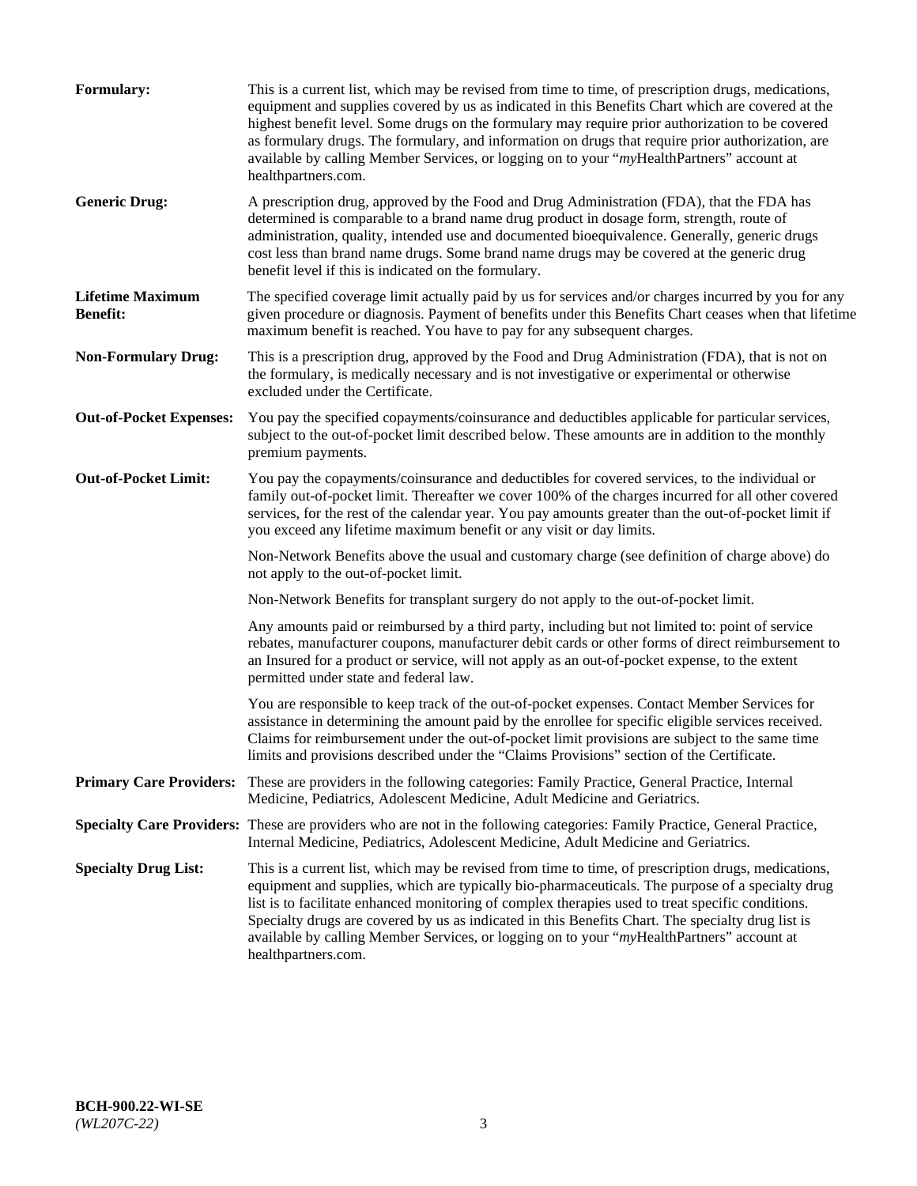**Formulary:** This is a current list, which may be revised from time to time, of prescription drugs, medications, equipment and supplies covered by us as indicated in this Benefits Chart which are covered at the highest benefit level. Some drugs on the formulary may require prior authorization to be covered as formulary drugs. The formulary, and information on drugs that require prior authorization, are available by calling Member Services, or logging on to your "*my*HealthPartners" account at healthpartners.com.

**Generic Drug:** A prescription drug, approved by the Food and Drug Administration (FDA), that the FDA has determined is comparable to a brand name drug product in dosage form, strength, route of administration, quality, intended use and documented bioequivalence. Generally, generic drugs cost less than brand name drugs. Some brand name drugs may be covered at the generic drug benefit level if this is indicated on the formulary.

**Lifetime Maximum Benefit:** The specified coverage limit actually paid by us for services and/or charges incurred by you for any given procedure or diagnosis. Payment of benefits under this Benefits Chart ceases when that lifetime maximum benefit is reached. You have to pay for any subsequent charges.

**Non-Formulary Drug:** This is a prescription drug, approved by the Food and Drug Administration (FDA), that is not on the formulary, is medically necessary and is not investigative or experimental or otherwise excluded under the Certificate.

**Out-of-Pocket Expenses:** You pay the specified copayments/coinsurance and deductibles applicable for particular services, subject to the out-of-pocket limit described below. These amounts are in addition to the monthly premium payments.

**Out-of-Pocket Limit:** You pay the copayments/coinsurance and deductibles for covered services, to the individual or family out-of-pocket limit. Thereafter we cover 100% of the charges incurred for all other covered services, for the rest of the calendar year. You pay amounts greater than the out-of-pocket limit if you exceed any lifetime maximum benefit or any visit or day limits.

Non-Network Benefits above the usual and customary charge (see definition of charge above) do not apply to the out-of-pocket limit.

Non-Network Benefits for transplant surgery do not apply to the out-of-pocket limit.

Any amounts paid or reimbursed by a third party, including but not limited to: point of service rebates, manufacturer coupons, manufacturer debit cards or other forms of direct reimbursement to an Insured for a product or service, will not apply as an out-of-pocket expense, to the extent permitted under state and federal law.

You are responsible to keep track of the out-of-pocket expenses. Contact Member Services for assistance in determining the amount paid by the enrollee for specific eligible services received. Claims for reimbursement under the out-of-pocket limit provisions are subject to the same time limits and provisions described under the "Claims Provisions" section of the Certificate.

**Primary Care Providers:** These are providers in the following categories: Family Practice, General Practice, Internal Medicine, Pediatrics, Adolescent Medicine, Adult Medicine and Geriatrics.

**Specialty Care Providers:** These are providers who are not in the following categories: Family Practice, General Practice, Internal Medicine, Pediatrics, Adolescent Medicine, Adult Medicine and Geriatrics.

**Specialty Drug List:** This is a current list, which may be revised from time to time, of prescription drugs, medications, equipment and supplies, which are typically bio-pharmaceuticals. The purpose of a specialty drug list is to facilitate enhanced monitoring of complex therapies used to treat specific conditions. Specialty drugs are covered by us as indicated in this Benefits Chart. The specialty drug list is available by calling Member Services, or logging on to your "*my*HealthPartners" account at healthpartners.com.

**BCH-900.22-WI-SE**
*(WL207C-22)*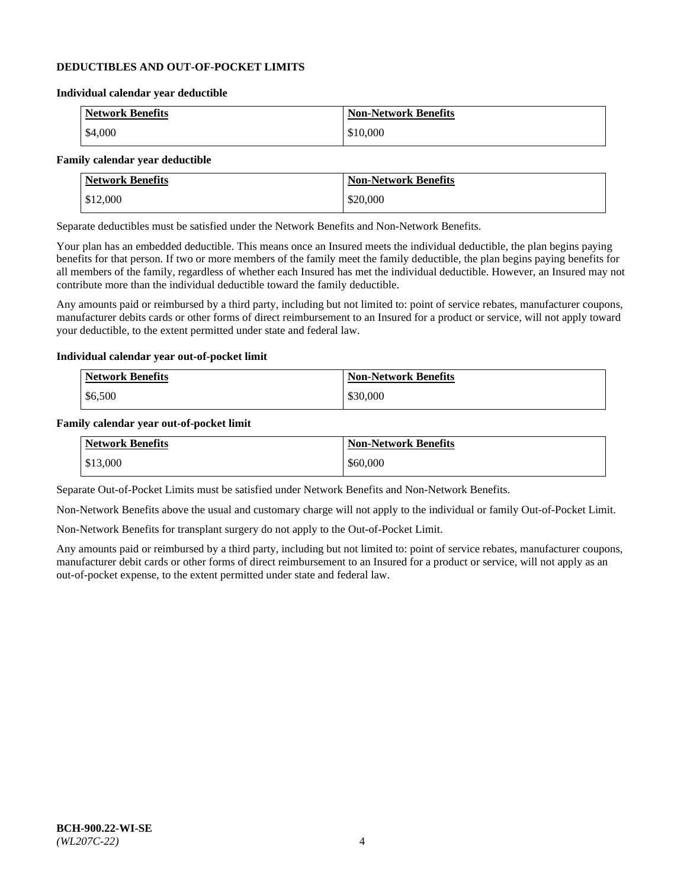## DEDUCTIBLES AND OUT-OF-POCKET LIMITS

### Individual calendar year deductible

| Network Benefits | Non-Network Benefits |
|---|---|
| $4,000 | $10,000 |

### Family calendar year deductible

| Network Benefits | Non-Network Benefits |
|---|---|
| $12,000 | $20,000 |

Separate deductibles must be satisfied under the Network Benefits and Non-Network Benefits.

Your plan has an embedded deductible. This means once an Insured meets the individual deductible, the plan begins paying benefits for that person. If two or more members of the family meet the family deductible, the plan begins paying benefits for all members of the family, regardless of whether each Insured has met the individual deductible. However, an Insured may not contribute more than the individual deductible toward the family deductible.

Any amounts paid or reimbursed by a third party, including but not limited to: point of service rebates, manufacturer coupons, manufacturer debits cards or other forms of direct reimbursement to an Insured for a product or service, will not apply toward your deductible, to the extent permitted under state and federal law.

### Individual calendar year out-of-pocket limit

| Network Benefits | Non-Network Benefits |
|---|---|
| $6,500 | $30,000 |

### Family calendar year out-of-pocket limit

| Network Benefits | Non-Network Benefits |
|---|---|
| $13,000 | $60,000 |

Separate Out-of-Pocket Limits must be satisfied under Network Benefits and Non-Network Benefits.

Non-Network Benefits above the usual and customary charge will not apply to the individual or family Out-of-Pocket Limit.

Non-Network Benefits for transplant surgery do not apply to the Out-of-Pocket Limit.

Any amounts paid or reimbursed by a third party, including but not limited to: point of service rebates, manufacturer coupons, manufacturer debit cards or other forms of direct reimbursement to an Insured for a product or service, will not apply as an out-of-pocket expense, to the extent permitted under state and federal law.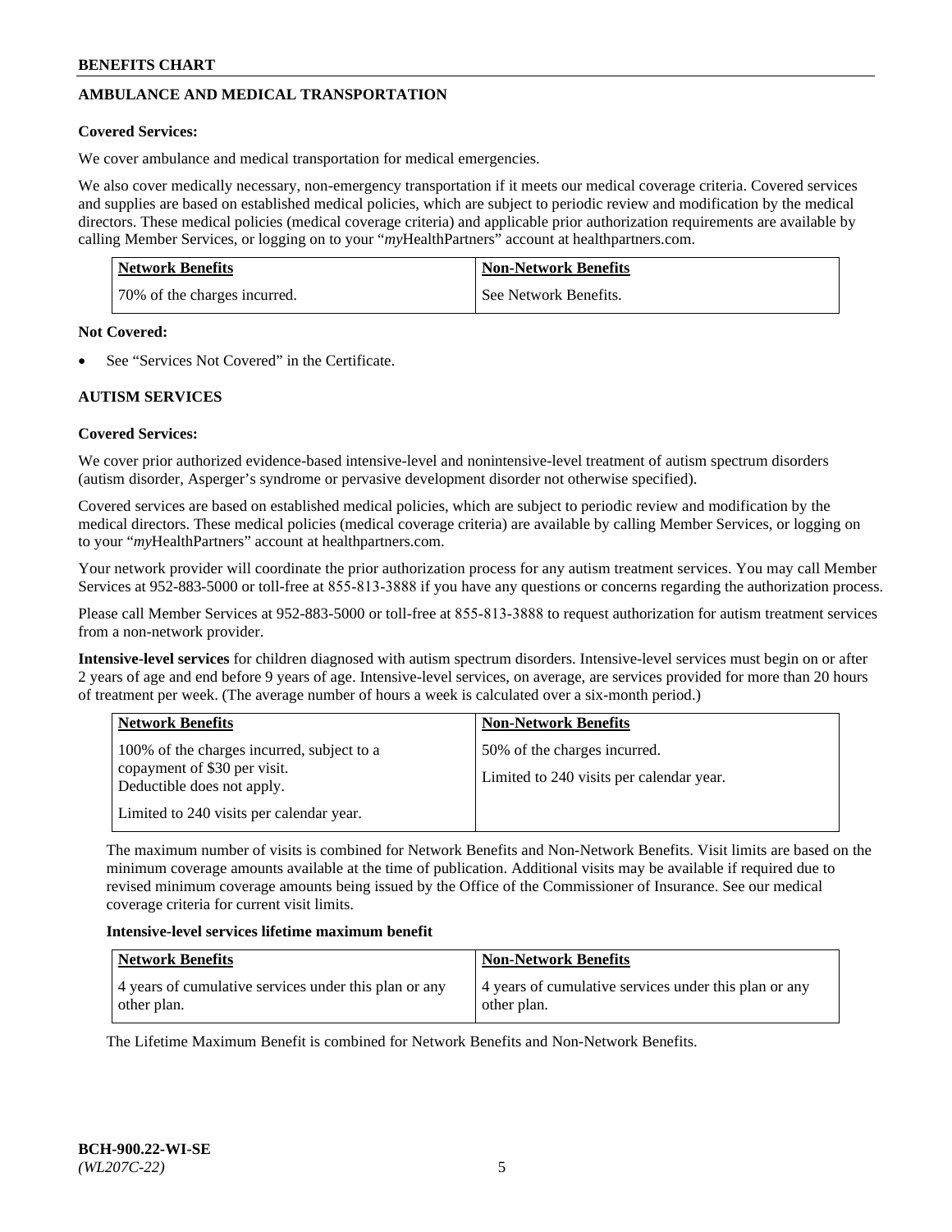## AMBULANCE AND MEDICAL TRANSPORTATION

**Covered Services:**

We cover ambulance and medical transportation for medical emergencies.

We also cover medically necessary, non-emergency transportation if it meets our medical coverage criteria. Covered services and supplies are based on established medical policies, which are subject to periodic review and modification by the medical directors. These medical policies (medical coverage criteria) and applicable prior authorization requirements are available by calling Member Services, or logging on to your "*my*HealthPartners" account at healthpartners.com.

| Network Benefits | Non-Network Benefits |
|---|---|
| 70% of the charges incurred. | See Network Benefits. |

**Not Covered:**

- See "Services Not Covered" in the Certificate.

## AUTISM SERVICES

**Covered Services:**

We cover prior authorized evidence-based intensive-level and nonintensive-level treatment of autism spectrum disorders (autism disorder, Asperger's syndrome or pervasive development disorder not otherwise specified).

Covered services are based on established medical policies, which are subject to periodic review and modification by the medical directors. These medical policies (medical coverage criteria) are available by calling Member Services, or logging on to your "*my*HealthPartners" account at healthpartners.com.

Your network provider will coordinate the prior authorization process for any autism treatment services. You may call Member Services at 952-883-5000 or toll-free at 855-813-3888 if you have any questions or concerns regarding the authorization process.

Please call Member Services at 952-883-5000 or toll-free at 855-813-3888 to request authorization for autism treatment services from a non-network provider.

**Intensive-level services** for children diagnosed with autism spectrum disorders. Intensive-level services must begin on or after 2 years of age and end before 9 years of age. Intensive-level services, on average, are services provided for more than 20 hours of treatment per week. (The average number of hours a week is calculated over a six-month period.)

| Network Benefits | Non-Network Benefits |
|---|---|
| 100% of the charges incurred, subject to a copayment of $30 per visit. Deductible does not apply.<br><br>Limited to 240 visits per calendar year. | 50% of the charges incurred.<br><br>Limited to 240 visits per calendar year. |

The maximum number of visits is combined for Network Benefits and Non-Network Benefits. Visit limits are based on the minimum coverage amounts available at the time of publication. Additional visits may be available if required due to revised minimum coverage amounts being issued by the Office of the Commissioner of Insurance. See our medical coverage criteria for current visit limits.

**Intensive-level services lifetime maximum benefit**

| Network Benefits | Non-Network Benefits |
|---|---|
| 4 years of cumulative services under this plan or any other plan. | 4 years of cumulative services under this plan or any other plan. |

The Lifetime Maximum Benefit is combined for Network Benefits and Non-Network Benefits.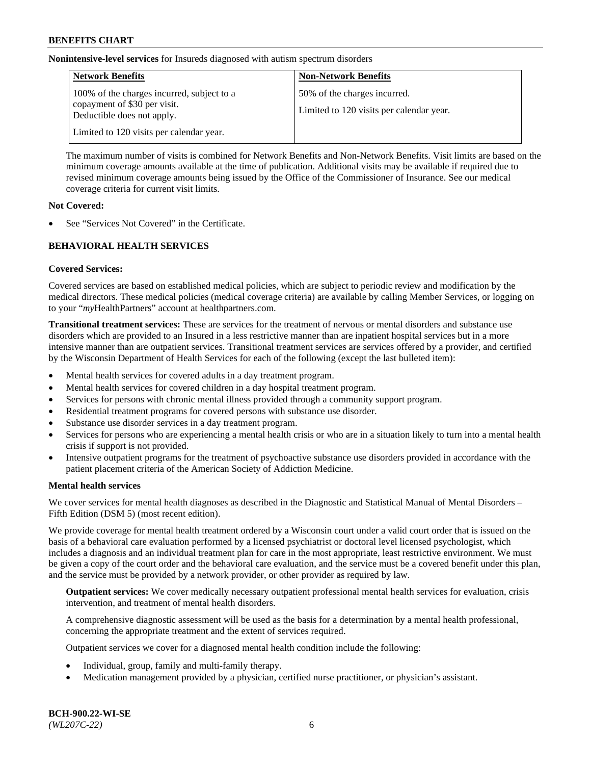**Nonintensive-level services** for Insureds diagnosed with autism spectrum disorders

| Network Benefits | Non-Network Benefits |
| --- | --- |
| 100% of the charges incurred, subject to a copayment of $30 per visit. Deductible does not apply.<br><br>Limited to 120 visits per calendar year. | 50% of the charges incurred.<br><br>Limited to 120 visits per calendar year. |

The maximum number of visits is combined for Network Benefits and Non-Network Benefits. Visit limits are based on the minimum coverage amounts available at the time of publication. Additional visits may be available if required due to revised minimum coverage amounts being issued by the Office of the Commissioner of Insurance. See our medical coverage criteria for current visit limits.

**Not Covered:**

- See "Services Not Covered" in the Certificate.

## BEHAVIORAL HEALTH SERVICES

**Covered Services:**

Covered services are based on established medical policies, which are subject to periodic review and modification by the medical directors. These medical policies (medical coverage criteria) are available by calling Member Services, or logging on to your "*my*HealthPartners" account at healthpartners.com.

**Transitional treatment services:** These are services for the treatment of nervous or mental disorders and substance use disorders which are provided to an Insured in a less restrictive manner than are inpatient hospital services but in a more intensive manner than are outpatient services. Transitional treatment services are services offered by a provider, and certified by the Wisconsin Department of Health Services for each of the following (except the last bulleted item):

- Mental health services for covered adults in a day treatment program.
- Mental health services for covered children in a day hospital treatment program.
- Services for persons with chronic mental illness provided through a community support program.
- Residential treatment programs for covered persons with substance use disorder.
- Substance use disorder services in a day treatment program.
- Services for persons who are experiencing a mental health crisis or who are in a situation likely to turn into a mental health crisis if support is not provided.
- Intensive outpatient programs for the treatment of psychoactive substance use disorders provided in accordance with the patient placement criteria of the American Society of Addiction Medicine.

**Mental health services**

We cover services for mental health diagnoses as described in the Diagnostic and Statistical Manual of Mental Disorders – Fifth Edition (DSM 5) (most recent edition).

We provide coverage for mental health treatment ordered by a Wisconsin court under a valid court order that is issued on the basis of a behavioral care evaluation performed by a licensed psychiatrist or doctoral level licensed psychologist, which includes a diagnosis and an individual treatment plan for care in the most appropriate, least restrictive environment. We must be given a copy of the court order and the behavioral care evaluation, and the service must be a covered benefit under this plan, and the service must be provided by a network provider, or other provider as required by law.

**Outpatient services:** We cover medically necessary outpatient professional mental health services for evaluation, crisis intervention, and treatment of mental health disorders.

A comprehensive diagnostic assessment will be used as the basis for a determination by a mental health professional, concerning the appropriate treatment and the extent of services required.

Outpatient services we cover for a diagnosed mental health condition include the following:

- Individual, group, family and multi-family therapy.
- Medication management provided by a physician, certified nurse practitioner, or physician's assistant.

BCH-900.22-WI-SE
*(WL207C-22)*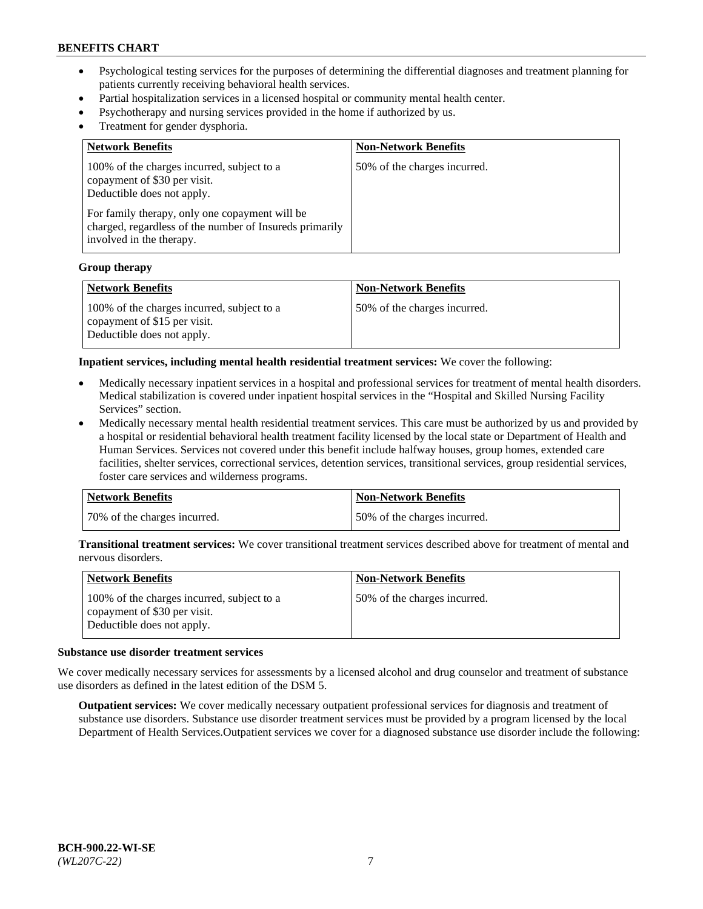- Psychological testing services for the purposes of determining the differential diagnoses and treatment planning for patients currently receiving behavioral health services.
- Partial hospitalization services in a licensed hospital or community mental health center.
- Psychotherapy and nursing services provided in the home if authorized by us.
- Treatment for gender dysphoria.

| Network Benefits | Non-Network Benefits |
|---|---|
| 100% of the charges incurred, subject to a copayment of $30 per visit. Deductible does not apply. For family therapy, only one copayment will be charged, regardless of the number of Insureds primarily involved in the therapy. | 50% of the charges incurred. |

**Group therapy**

| Network Benefits | Non-Network Benefits |
|---|---|
| 100% of the charges incurred, subject to a copayment of $15 per visit. Deductible does not apply. | 50% of the charges incurred. |

**Inpatient services, including mental health residential treatment services:** We cover the following:

- Medically necessary inpatient services in a hospital and professional services for treatment of mental health disorders. Medical stabilization is covered under inpatient hospital services in the "Hospital and Skilled Nursing Facility Services" section.
- Medically necessary mental health residential treatment services. This care must be authorized by us and provided by a hospital or residential behavioral health treatment facility licensed by the local state or Department of Health and Human Services. Services not covered under this benefit include halfway houses, group homes, extended care facilities, shelter services, correctional services, detention services, transitional services, group residential services, foster care services and wilderness programs.

| Network Benefits | Non-Network Benefits |
|---|---|
| 70% of the charges incurred. | 50% of the charges incurred. |

**Transitional treatment services:** We cover transitional treatment services described above for treatment of mental and nervous disorders.

| Network Benefits | Non-Network Benefits |
|---|---|
| 100% of the charges incurred, subject to a copayment of $30 per visit. Deductible does not apply. | 50% of the charges incurred. |

**Substance use disorder treatment services**

We cover medically necessary services for assessments by a licensed alcohol and drug counselor and treatment of substance use disorders as defined in the latest edition of the DSM 5.

**Outpatient services:** We cover medically necessary outpatient professional services for diagnosis and treatment of substance use disorders. Substance use disorder treatment services must be provided by a program licensed by the local Department of Health Services.Outpatient services we cover for a diagnosed substance use disorder include the following: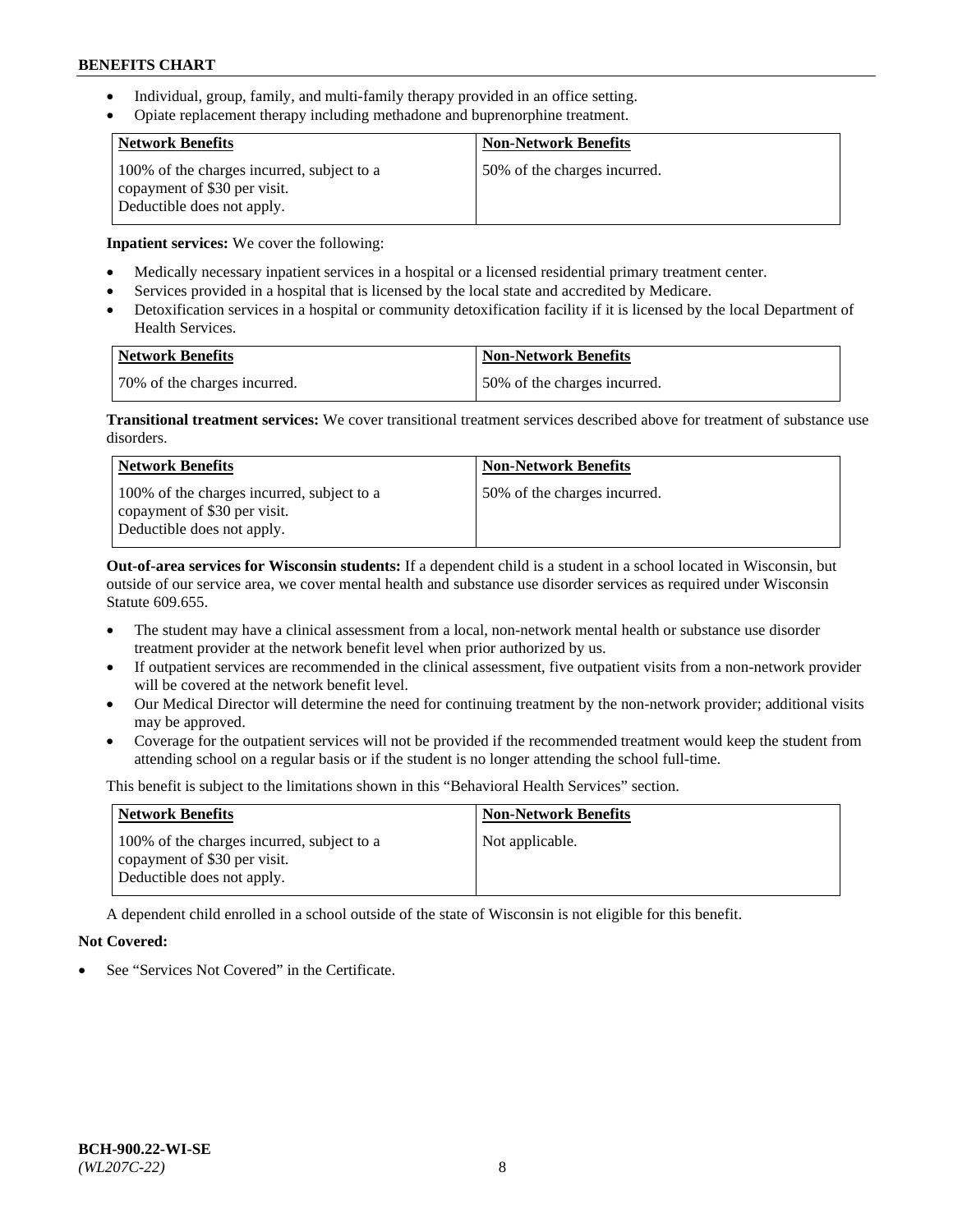- Individual, group, family, and multi-family therapy provided in an office setting.
- Opiate replacement therapy including methadone and buprenorphine treatment.

| Network Benefits | Non-Network Benefits |
| --- | --- |
| 100% of the charges incurred, subject to a copayment of $30 per visit. Deductible does not apply. | 50% of the charges incurred. |

**Inpatient services:** We cover the following:

- Medically necessary inpatient services in a hospital or a licensed residential primary treatment center.
- Services provided in a hospital that is licensed by the local state and accredited by Medicare.
- Detoxification services in a hospital or community detoxification facility if it is licensed by the local Department of Health Services.

| Network Benefits | Non-Network Benefits |
| --- | --- |
| 70% of the charges incurred. | 50% of the charges incurred. |

**Transitional treatment services:** We cover transitional treatment services described above for treatment of substance use disorders.

| Network Benefits | Non-Network Benefits |
| --- | --- |
| 100% of the charges incurred, subject to a copayment of $30 per visit. Deductible does not apply. | 50% of the charges incurred. |

**Out-of-area services for Wisconsin students:** If a dependent child is a student in a school located in Wisconsin, but outside of our service area, we cover mental health and substance use disorder services as required under Wisconsin Statute 609.655.

- The student may have a clinical assessment from a local, non-network mental health or substance use disorder treatment provider at the network benefit level when prior authorized by us.
- If outpatient services are recommended in the clinical assessment, five outpatient visits from a non-network provider will be covered at the network benefit level.
- Our Medical Director will determine the need for continuing treatment by the non-network provider; additional visits may be approved.
- Coverage for the outpatient services will not be provided if the recommended treatment would keep the student from attending school on a regular basis or if the student is no longer attending the school full-time.

This benefit is subject to the limitations shown in this "Behavioral Health Services" section.

| Network Benefits | Non-Network Benefits |
| --- | --- |
| 100% of the charges incurred, subject to a copayment of $30 per visit. Deductible does not apply. | Not applicable. |

A dependent child enrolled in a school outside of the state of Wisconsin is not eligible for this benefit.

**Not Covered:**

- See "Services Not Covered" in the Certificate.

BCH-900.22-WI-SE
*(WL207C-22)*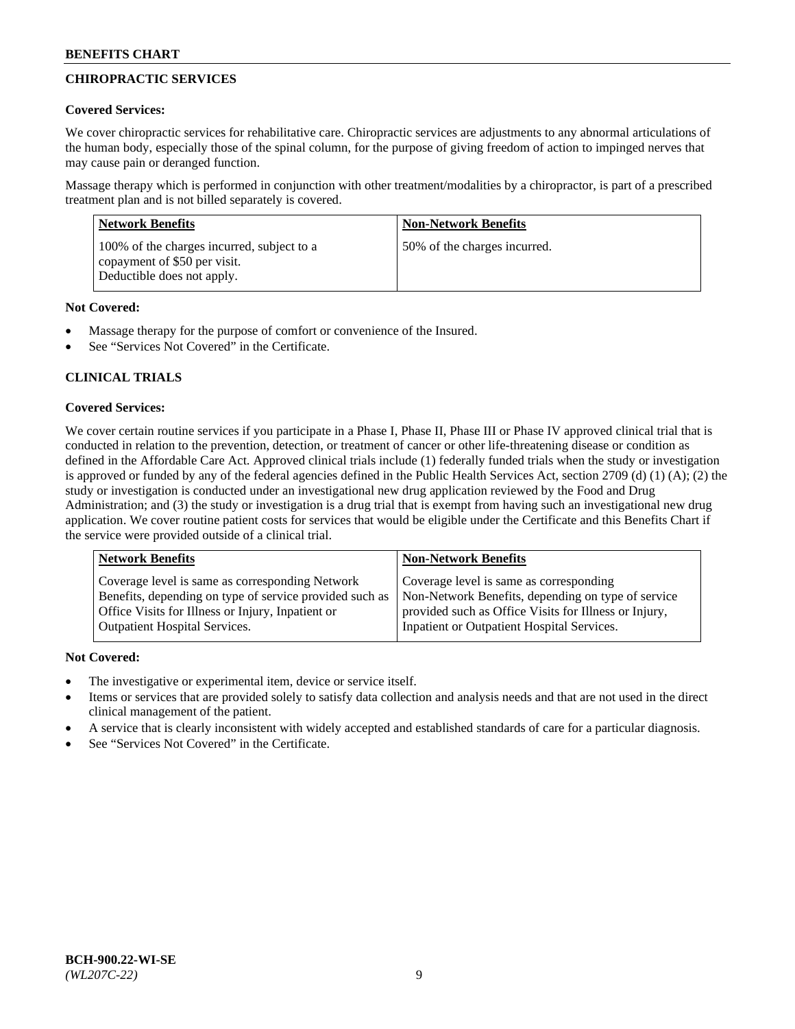## CHIROPRACTIC SERVICES

**Covered Services:**

We cover chiropractic services for rehabilitative care. Chiropractic services are adjustments to any abnormal articulations of the human body, especially those of the spinal column, for the purpose of giving freedom of action to impinged nerves that may cause pain or deranged function.

Massage therapy which is performed in conjunction with other treatment/modalities by a chiropractor, is part of a prescribed treatment plan and is not billed separately is covered.

| Network Benefits | Non-Network Benefits |
|---|---|
| 100% of the charges incurred, subject to a copayment of $50 per visit. Deductible does not apply. | 50% of the charges incurred. |

**Not Covered:**

- Massage therapy for the purpose of comfort or convenience of the Insured.
- See "Services Not Covered" in the Certificate.

## CLINICAL TRIALS

**Covered Services:**

We cover certain routine services if you participate in a Phase I, Phase II, Phase III or Phase IV approved clinical trial that is conducted in relation to the prevention, detection, or treatment of cancer or other life-threatening disease or condition as defined in the Affordable Care Act. Approved clinical trials include (1) federally funded trials when the study or investigation is approved or funded by any of the federal agencies defined in the Public Health Services Act, section 2709 (d) (1) (A); (2) the study or investigation is conducted under an investigational new drug application reviewed by the Food and Drug Administration; and (3) the study or investigation is a drug trial that is exempt from having such an investigational new drug application. We cover routine patient costs for services that would be eligible under the Certificate and this Benefits Chart if the service were provided outside of a clinical trial.

| Network Benefits | Non-Network Benefits |
|---|---|
| Coverage level is same as corresponding Network Benefits, depending on type of service provided such as Office Visits for Illness or Injury, Inpatient or Outpatient Hospital Services. | Coverage level is same as corresponding Non-Network Benefits, depending on type of service provided such as Office Visits for Illness or Injury, Inpatient or Outpatient Hospital Services. |

**Not Covered:**

- The investigative or experimental item, device or service itself.
- Items or services that are provided solely to satisfy data collection and analysis needs and that are not used in the direct clinical management of the patient.
- A service that is clearly inconsistent with widely accepted and established standards of care for a particular diagnosis.
- See "Services Not Covered" in the Certificate.

BCH-900.22-WI-SE
*(WL207C-22)*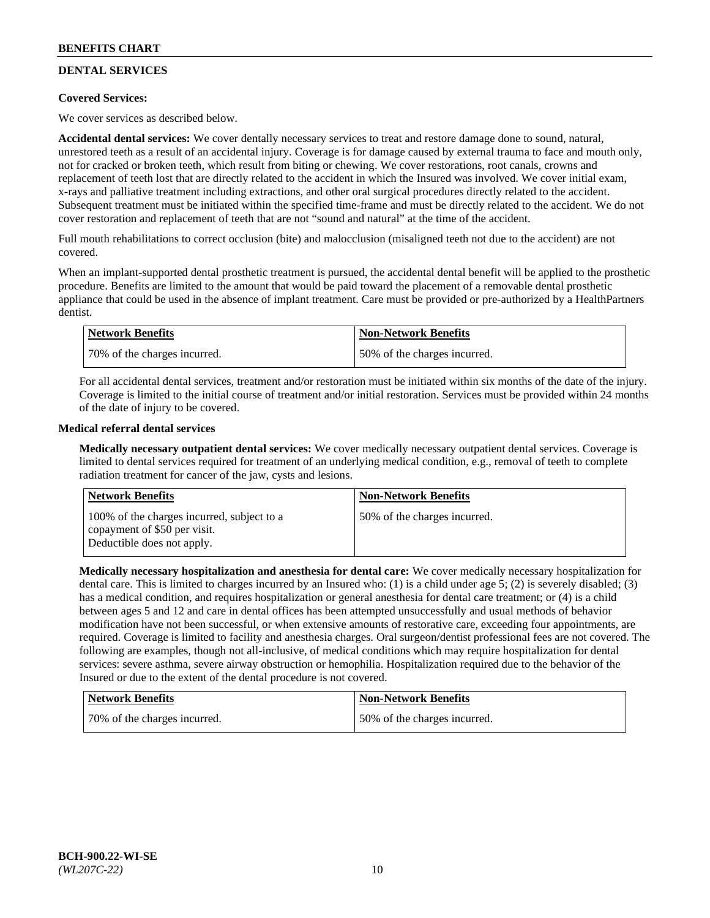## DENTAL SERVICES

**Covered Services:**

We cover services as described below.

**Accidental dental services:** We cover dentally necessary services to treat and restore damage done to sound, natural, unrestored teeth as a result of an accidental injury. Coverage is for damage caused by external trauma to face and mouth only, not for cracked or broken teeth, which result from biting or chewing. We cover restorations, root canals, crowns and replacement of teeth lost that are directly related to the accident in which the Insured was involved. We cover initial exam, x-rays and palliative treatment including extractions, and other oral surgical procedures directly related to the accident. Subsequent treatment must be initiated within the specified time-frame and must be directly related to the accident. We do not cover restoration and replacement of teeth that are not "sound and natural" at the time of the accident.

Full mouth rehabilitations to correct occlusion (bite) and malocclusion (misaligned teeth not due to the accident) are not covered.

When an implant-supported dental prosthetic treatment is pursued, the accidental dental benefit will be applied to the prosthetic procedure. Benefits are limited to the amount that would be paid toward the placement of a removable dental prosthetic appliance that could be used in the absence of implant treatment. Care must be provided or pre-authorized by a HealthPartners dentist.

| Network Benefits | Non-Network Benefits |
|---|---|
| 70% of the charges incurred. | 50% of the charges incurred. |

For all accidental dental services, treatment and/or restoration must be initiated within six months of the date of the injury. Coverage is limited to the initial course of treatment and/or initial restoration. Services must be provided within 24 months of the date of injury to be covered.

**Medical referral dental services**

**Medically necessary outpatient dental services:** We cover medically necessary outpatient dental services. Coverage is limited to dental services required for treatment of an underlying medical condition, e.g., removal of teeth to complete radiation treatment for cancer of the jaw, cysts and lesions.

| Network Benefits | Non-Network Benefits |
|---|---|
| 100% of the charges incurred, subject to a copayment of $50 per visit. Deductible does not apply. | 50% of the charges incurred. |

**Medically necessary hospitalization and anesthesia for dental care:** We cover medically necessary hospitalization for dental care. This is limited to charges incurred by an Insured who: (1) is a child under age 5; (2) is severely disabled; (3) has a medical condition, and requires hospitalization or general anesthesia for dental care treatment; or (4) is a child between ages 5 and 12 and care in dental offices has been attempted unsuccessfully and usual methods of behavior modification have not been successful, or when extensive amounts of restorative care, exceeding four appointments, are required. Coverage is limited to facility and anesthesia charges. Oral surgeon/dentist professional fees are not covered. The following are examples, though not all-inclusive, of medical conditions which may require hospitalization for dental services: severe asthma, severe airway obstruction or hemophilia. Hospitalization required due to the behavior of the Insured or due to the extent of the dental procedure is not covered.

| Network Benefits | Non-Network Benefits |
|---|---|
| 70% of the charges incurred. | 50% of the charges incurred. |

BCH-900.22-WI-SE
*(WL207C-22)*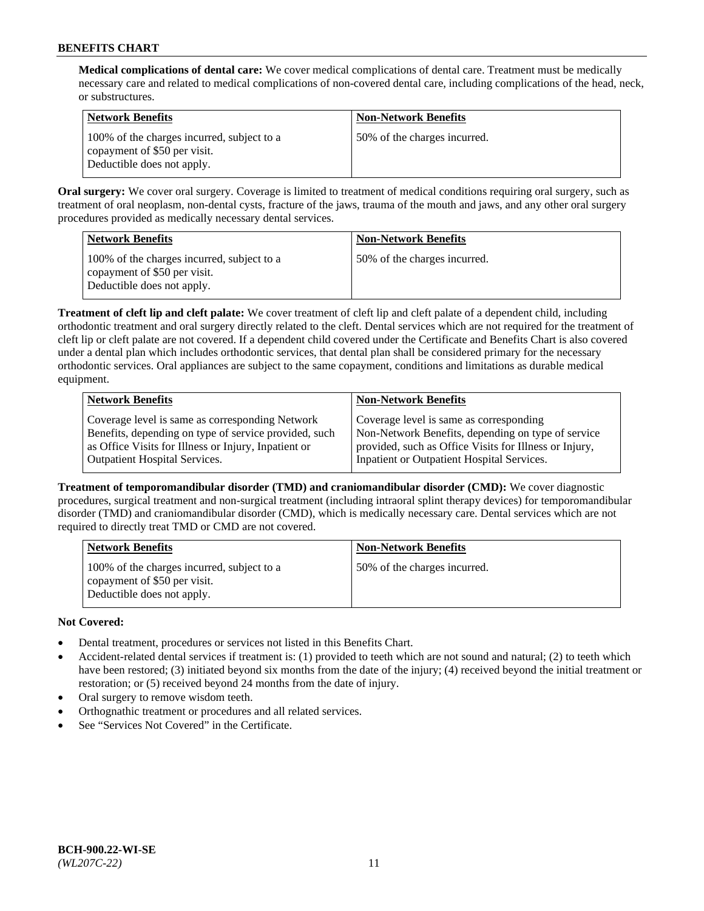**Medical complications of dental care:** We cover medical complications of dental care. Treatment must be medically necessary care and related to medical complications of non-covered dental care, including complications of the head, neck, or substructures.

| Network Benefits | Non-Network Benefits |
| --- | --- |
| 100% of the charges incurred, subject to a copayment of $50 per visit. Deductible does not apply. | 50% of the charges incurred. |

**Oral surgery:** We cover oral surgery. Coverage is limited to treatment of medical conditions requiring oral surgery, such as treatment of oral neoplasm, non-dental cysts, fracture of the jaws, trauma of the mouth and jaws, and any other oral surgery procedures provided as medically necessary dental services.

| Network Benefits | Non-Network Benefits |
| --- | --- |
| 100% of the charges incurred, subject to a copayment of $50 per visit. Deductible does not apply. | 50% of the charges incurred. |

**Treatment of cleft lip and cleft palate:** We cover treatment of cleft lip and cleft palate of a dependent child, including orthodontic treatment and oral surgery directly related to the cleft. Dental services which are not required for the treatment of cleft lip or cleft palate are not covered. If a dependent child covered under the Certificate and Benefits Chart is also covered under a dental plan which includes orthodontic services, that dental plan shall be considered primary for the necessary orthodontic services. Oral appliances are subject to the same copayment, conditions and limitations as durable medical equipment.

| Network Benefits | Non-Network Benefits |
| --- | --- |
| Coverage level is same as corresponding Network Benefits, depending on type of service provided, such as Office Visits for Illness or Injury, Inpatient or Outpatient Hospital Services. | Coverage level is same as corresponding Non-Network Benefits, depending on type of service provided, such as Office Visits for Illness or Injury, Inpatient or Outpatient Hospital Services. |

**Treatment of temporomandibular disorder (TMD) and craniomandibular disorder (CMD):** We cover diagnostic procedures, surgical treatment and non-surgical treatment (including intraoral splint therapy devices) for temporomandibular disorder (TMD) and craniomandibular disorder (CMD), which is medically necessary care. Dental services which are not required to directly treat TMD or CMD are not covered.

| Network Benefits | Non-Network Benefits |
| --- | --- |
| 100% of the charges incurred, subject to a copayment of $50 per visit. Deductible does not apply. | 50% of the charges incurred. |

**Not Covered:**

- Dental treatment, procedures or services not listed in this Benefits Chart.
- Accident-related dental services if treatment is: (1) provided to teeth which are not sound and natural; (2) to teeth which have been restored; (3) initiated beyond six months from the date of the injury; (4) received beyond the initial treatment or restoration; or (5) received beyond 24 months from the date of injury.
- Oral surgery to remove wisdom teeth.
- Orthognathic treatment or procedures and all related services.
- See "Services Not Covered" in the Certificate.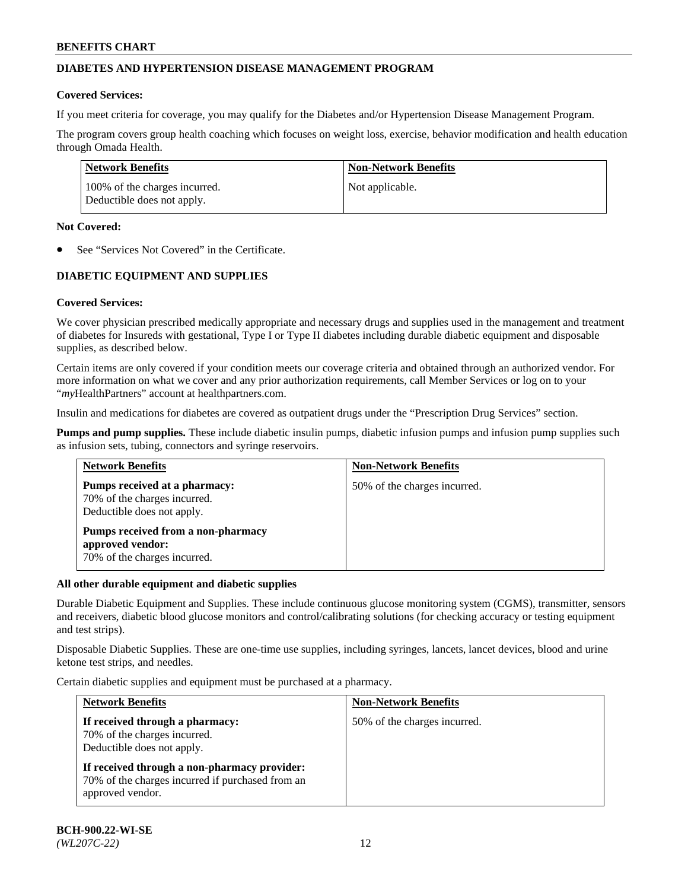## DIABETES AND HYPERTENSION DISEASE MANAGEMENT PROGRAM

**Covered Services:**

If you meet criteria for coverage, you may qualify for the Diabetes and/or Hypertension Disease Management Program.

The program covers group health coaching which focuses on weight loss, exercise, behavior modification and health education through Omada Health.

| Network Benefits | Non-Network Benefits |
|---|---|
| 100% of the charges incurred.<br>Deductible does not apply. | Not applicable. |

**Not Covered:**

- See "Services Not Covered" in the Certificate.

## DIABETIC EQUIPMENT AND SUPPLIES

**Covered Services:**

We cover physician prescribed medically appropriate and necessary drugs and supplies used in the management and treatment of diabetes for Insureds with gestational, Type I or Type II diabetes including durable diabetic equipment and disposable supplies, as described below.

Certain items are only covered if your condition meets our coverage criteria and obtained through an authorized vendor. For more information on what we cover and any prior authorization requirements, call Member Services or log on to your "*my*HealthPartners" account at healthpartners.com.

Insulin and medications for diabetes are covered as outpatient drugs under the "Prescription Drug Services" section.

**Pumps and pump supplies.** These include diabetic insulin pumps, diabetic infusion pumps and infusion pump supplies such as infusion sets, tubing, connectors and syringe reservoirs.

| Network Benefits | Non-Network Benefits |
|---|---|
| **Pumps received at a pharmacy:**<br>70% of the charges incurred.<br>Deductible does not apply.<br><br>**Pumps received from a non-pharmacy approved vendor:**<br>70% of the charges incurred. | 50% of the charges incurred. |

**All other durable equipment and diabetic supplies**

Durable Diabetic Equipment and Supplies. These include continuous glucose monitoring system (CGMS), transmitter, sensors and receivers, diabetic blood glucose monitors and control/calibrating solutions (for checking accuracy or testing equipment and test strips).

Disposable Diabetic Supplies. These are one-time use supplies, including syringes, lancets, lancet devices, blood and urine ketone test strips, and needles.

Certain diabetic supplies and equipment must be purchased at a pharmacy.

| Network Benefits | Non-Network Benefits |
|---|---|
| **If received through a pharmacy:**<br>70% of the charges incurred.<br>Deductible does not apply.<br><br>**If received through a non-pharmacy provider:**<br>70% of the charges incurred if purchased from an approved vendor. | 50% of the charges incurred. |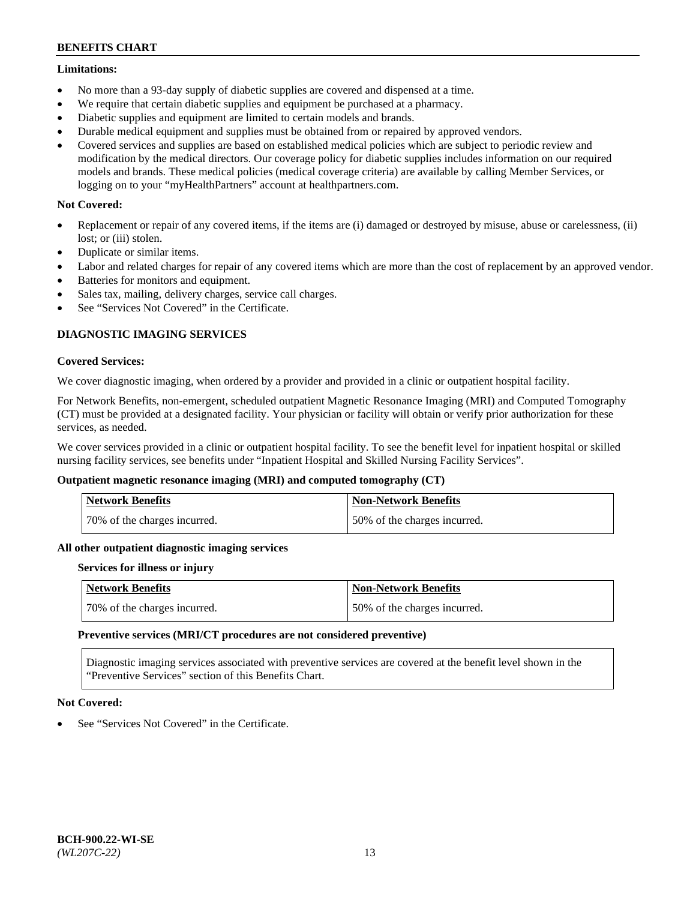**Limitations:**

- No more than a 93-day supply of diabetic supplies are covered and dispensed at a time.
- We require that certain diabetic supplies and equipment be purchased at a pharmacy.
- Diabetic supplies and equipment are limited to certain models and brands.
- Durable medical equipment and supplies must be obtained from or repaired by approved vendors.
- Covered services and supplies are based on established medical policies which are subject to periodic review and modification by the medical directors. Our coverage policy for diabetic supplies includes information on our required models and brands. These medical policies (medical coverage criteria) are available by calling Member Services, or logging on to your "myHealthPartners" account at healthpartners.com.

**Not Covered:**

- Replacement or repair of any covered items, if the items are (i) damaged or destroyed by misuse, abuse or carelessness, (ii) lost; or (iii) stolen.
- Duplicate or similar items.
- Labor and related charges for repair of any covered items which are more than the cost of replacement by an approved vendor.
- Batteries for monitors and equipment.
- Sales tax, mailing, delivery charges, service call charges.
- See "Services Not Covered" in the Certificate.

## DIAGNOSTIC IMAGING SERVICES

**Covered Services:**

We cover diagnostic imaging, when ordered by a provider and provided in a clinic or outpatient hospital facility.

For Network Benefits, non-emergent, scheduled outpatient Magnetic Resonance Imaging (MRI) and Computed Tomography (CT) must be provided at a designated facility. Your physician or facility will obtain or verify prior authorization for these services, as needed.

We cover services provided in a clinic or outpatient hospital facility. To see the benefit level for inpatient hospital or skilled nursing facility services, see benefits under "Inpatient Hospital and Skilled Nursing Facility Services".

**Outpatient magnetic resonance imaging (MRI) and computed tomography (CT)**

| Network Benefits | Non-Network Benefits |
|---|---|
| 70% of the charges incurred. | 50% of the charges incurred. |

**All other outpatient diagnostic imaging services**

**Services for illness or injury**

| Network Benefits | Non-Network Benefits |
|---|---|
| 70% of the charges incurred. | 50% of the charges incurred. |

**Preventive services (MRI/CT procedures are not considered preventive)**

Diagnostic imaging services associated with preventive services are covered at the benefit level shown in the "Preventive Services" section of this Benefits Chart.

**Not Covered:**

- See "Services Not Covered" in the Certificate.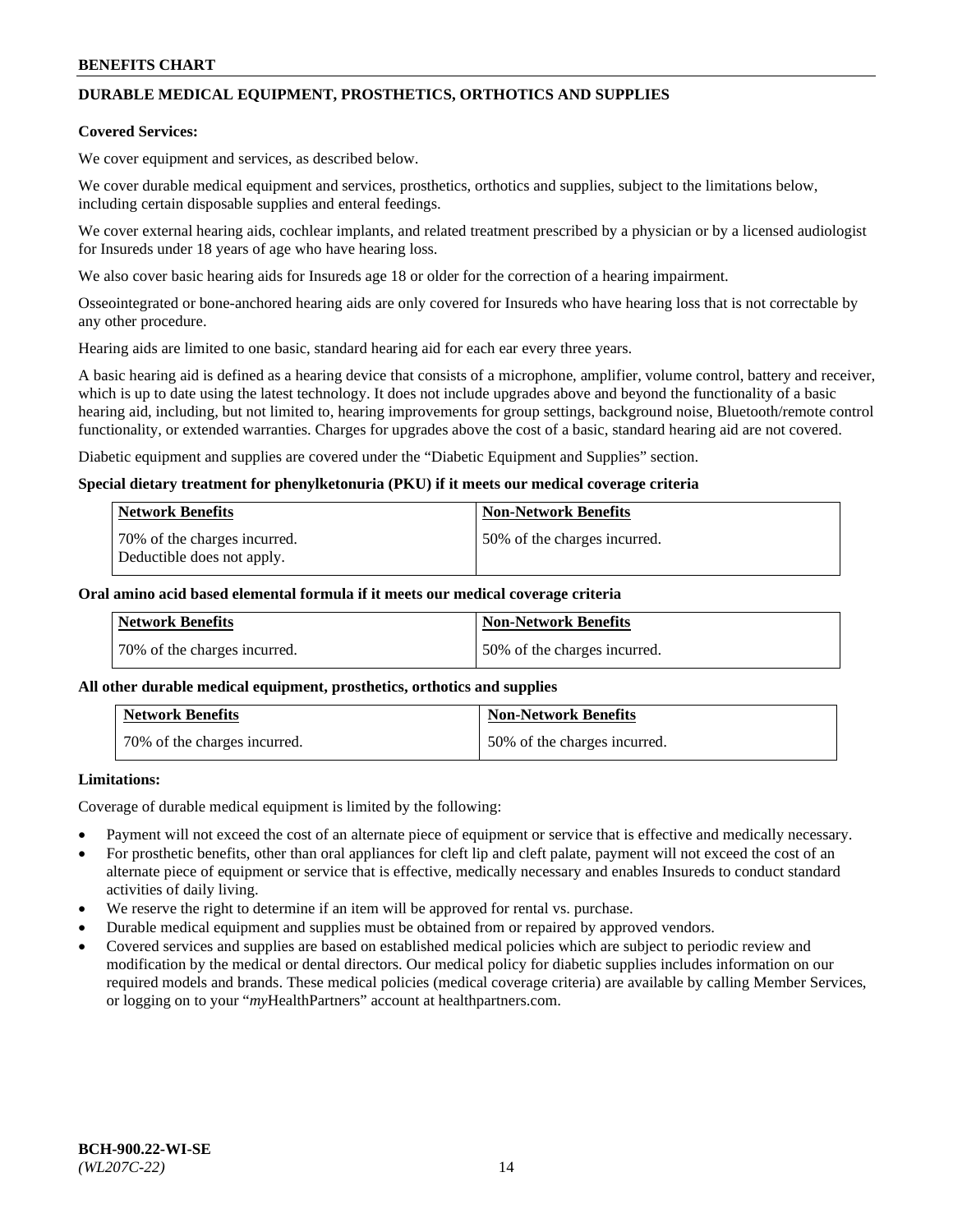## DURABLE MEDICAL EQUIPMENT, PROSTHETICS, ORTHOTICS AND SUPPLIES

**Covered Services:**

We cover equipment and services, as described below.

We cover durable medical equipment and services, prosthetics, orthotics and supplies, subject to the limitations below, including certain disposable supplies and enteral feedings.

We cover external hearing aids, cochlear implants, and related treatment prescribed by a physician or by a licensed audiologist for Insureds under 18 years of age who have hearing loss.

We also cover basic hearing aids for Insureds age 18 or older for the correction of a hearing impairment.

Osseointegrated or bone-anchored hearing aids are only covered for Insureds who have hearing loss that is not correctable by any other procedure.

Hearing aids are limited to one basic, standard hearing aid for each ear every three years.

A basic hearing aid is defined as a hearing device that consists of a microphone, amplifier, volume control, battery and receiver, which is up to date using the latest technology. It does not include upgrades above and beyond the functionality of a basic hearing aid, including, but not limited to, hearing improvements for group settings, background noise, Bluetooth/remote control functionality, or extended warranties. Charges for upgrades above the cost of a basic, standard hearing aid are not covered.

Diabetic equipment and supplies are covered under the "Diabetic Equipment and Supplies" section.

**Special dietary treatment for phenylketonuria (PKU) if it meets our medical coverage criteria**

| Network Benefits | Non-Network Benefits |
|---|---|
| 70% of the charges incurred. Deductible does not apply. | 50% of the charges incurred. |

**Oral amino acid based elemental formula if it meets our medical coverage criteria**

| Network Benefits | Non-Network Benefits |
|---|---|
| 70% of the charges incurred. | 50% of the charges incurred. |

**All other durable medical equipment, prosthetics, orthotics and supplies**

| Network Benefits | Non-Network Benefits |
|---|---|
| 70% of the charges incurred. | 50% of the charges incurred. |

**Limitations:**

Coverage of durable medical equipment is limited by the following:

- Payment will not exceed the cost of an alternate piece of equipment or service that is effective and medically necessary.
- For prosthetic benefits, other than oral appliances for cleft lip and cleft palate, payment will not exceed the cost of an alternate piece of equipment or service that is effective, medically necessary and enables Insureds to conduct standard activities of daily living.
- We reserve the right to determine if an item will be approved for rental vs. purchase.
- Durable medical equipment and supplies must be obtained from or repaired by approved vendors.
- Covered services and supplies are based on established medical policies which are subject to periodic review and modification by the medical or dental directors. Our medical policy for diabetic supplies includes information on our required models and brands. These medical policies (medical coverage criteria) are available by calling Member Services, or logging on to your "*my*HealthPartners" account at healthpartners.com.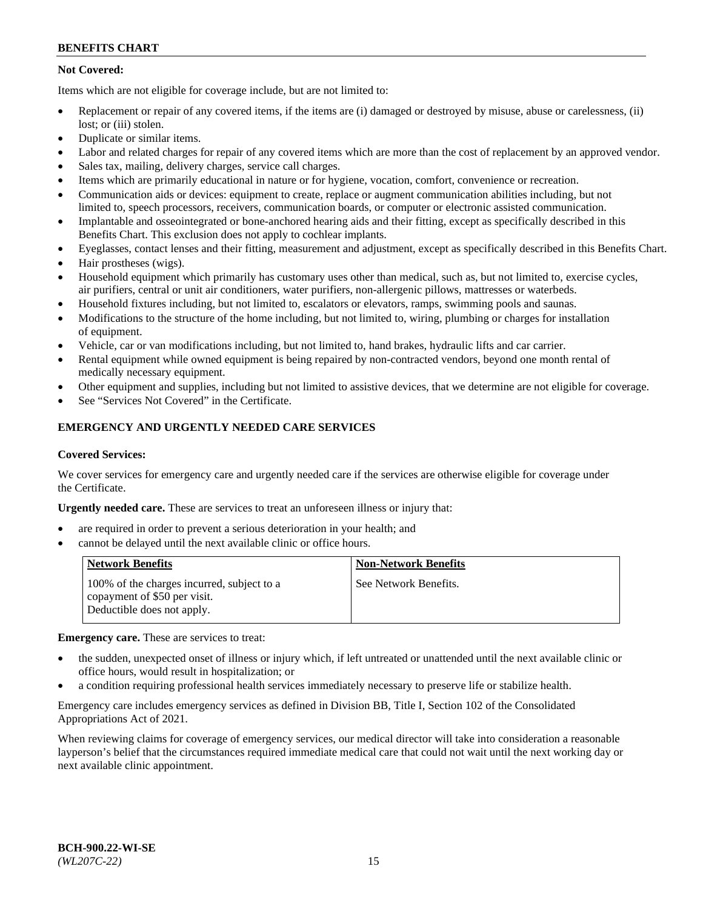**Not Covered:**

Items which are not eligible for coverage include, but are not limited to:

- Replacement or repair of any covered items, if the items are (i) damaged or destroyed by misuse, abuse or carelessness, (ii) lost; or (iii) stolen.
- Duplicate or similar items.
- Labor and related charges for repair of any covered items which are more than the cost of replacement by an approved vendor.
- Sales tax, mailing, delivery charges, service call charges.
- Items which are primarily educational in nature or for hygiene, vocation, comfort, convenience or recreation.
- Communication aids or devices: equipment to create, replace or augment communication abilities including, but not limited to, speech processors, receivers, communication boards, or computer or electronic assisted communication.
- Implantable and osseointegrated or bone-anchored hearing aids and their fitting, except as specifically described in this Benefits Chart. This exclusion does not apply to cochlear implants.
- Eyeglasses, contact lenses and their fitting, measurement and adjustment, except as specifically described in this Benefits Chart.
- Hair prostheses (wigs).
- Household equipment which primarily has customary uses other than medical, such as, but not limited to, exercise cycles, air purifiers, central or unit air conditioners, water purifiers, non-allergenic pillows, mattresses or waterbeds.
- Household fixtures including, but not limited to, escalators or elevators, ramps, swimming pools and saunas.
- Modifications to the structure of the home including, but not limited to, wiring, plumbing or charges for installation of equipment.
- Vehicle, car or van modifications including, but not limited to, hand brakes, hydraulic lifts and car carrier.
- Rental equipment while owned equipment is being repaired by non-contracted vendors, beyond one month rental of medically necessary equipment.
- Other equipment and supplies, including but not limited to assistive devices, that we determine are not eligible for coverage.
- See "Services Not Covered" in the Certificate.

## EMERGENCY AND URGENTLY NEEDED CARE SERVICES

**Covered Services:**

We cover services for emergency care and urgently needed care if the services are otherwise eligible for coverage under the Certificate.

**Urgently needed care.** These are services to treat an unforeseen illness or injury that:

- are required in order to prevent a serious deterioration in your health; and
- cannot be delayed until the next available clinic or office hours.

| Network Benefits | Non-Network Benefits |
| --- | --- |
| 100% of the charges incurred, subject to a copayment of $50 per visit. Deductible does not apply. | See Network Benefits. |

**Emergency care.** These are services to treat:

- the sudden, unexpected onset of illness or injury which, if left untreated or unattended until the next available clinic or office hours, would result in hospitalization; or
- a condition requiring professional health services immediately necessary to preserve life or stabilize health.

Emergency care includes emergency services as defined in Division BB, Title I, Section 102 of the Consolidated Appropriations Act of 2021.

When reviewing claims for coverage of emergency services, our medical director will take into consideration a reasonable layperson's belief that the circumstances required immediate medical care that could not wait until the next working day or next available clinic appointment.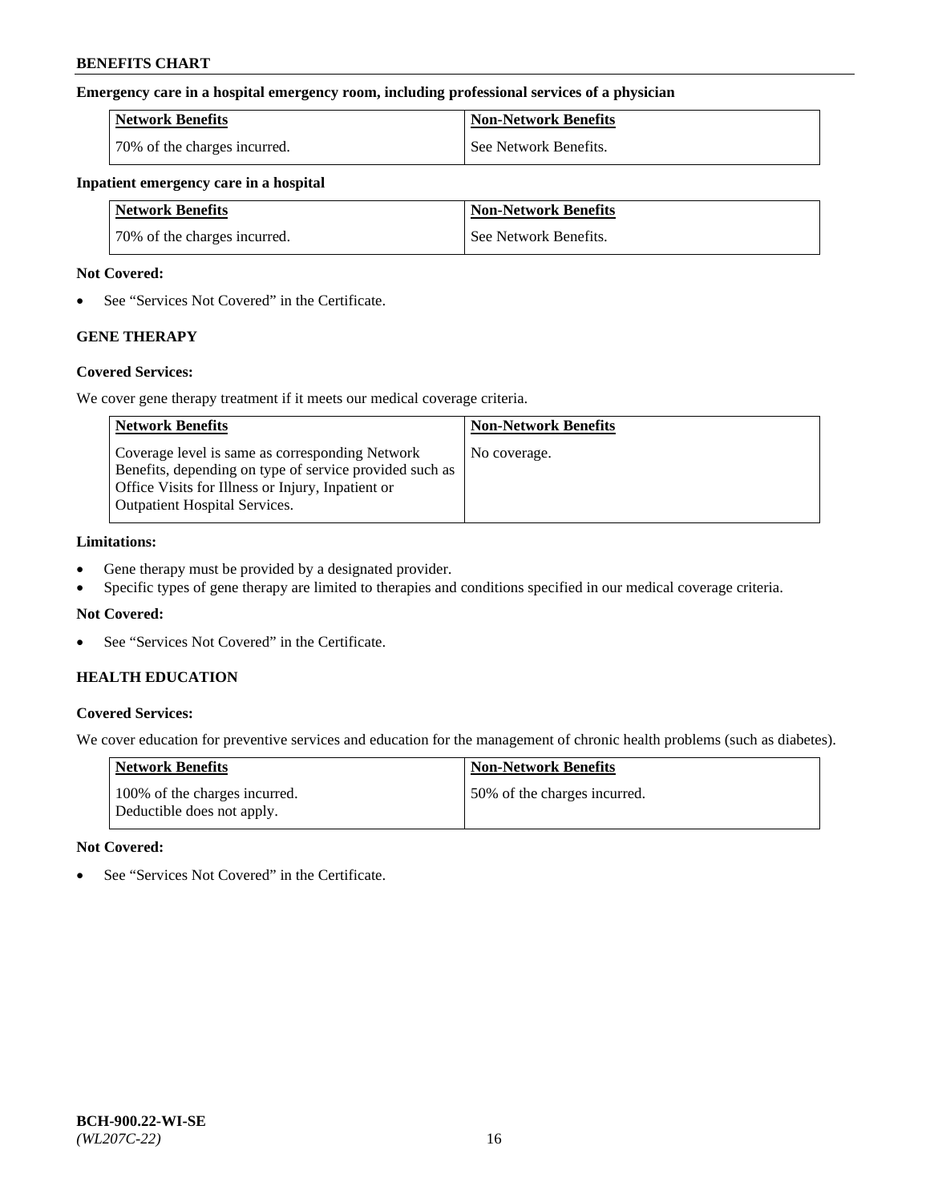**Emergency care in a hospital emergency room, including professional services of a physician**

| Network Benefits | Non-Network Benefits |
| --- | --- |
| 70% of the charges incurred. | See Network Benefits. |

**Inpatient emergency care in a hospital**

| Network Benefits | Non-Network Benefits |
| --- | --- |
| 70% of the charges incurred. | See Network Benefits. |

**Not Covered:**

- See "Services Not Covered" in the Certificate.

### GENE THERAPY

**Covered Services:**

We cover gene therapy treatment if it meets our medical coverage criteria.

| Network Benefits | Non-Network Benefits |
| --- | --- |
| Coverage level is same as corresponding Network Benefits, depending on type of service provided such as Office Visits for Illness or Injury, Inpatient or Outpatient Hospital Services. | No coverage. |

**Limitations:**

- Gene therapy must be provided by a designated provider.
- Specific types of gene therapy are limited to therapies and conditions specified in our medical coverage criteria.

**Not Covered:**

- See "Services Not Covered" in the Certificate.

### HEALTH EDUCATION

**Covered Services:**

We cover education for preventive services and education for the management of chronic health problems (such as diabetes).

| Network Benefits | Non-Network Benefits |
| --- | --- |
| 100% of the charges incurred. Deductible does not apply. | 50% of the charges incurred. |

**Not Covered:**

- See "Services Not Covered" in the Certificate.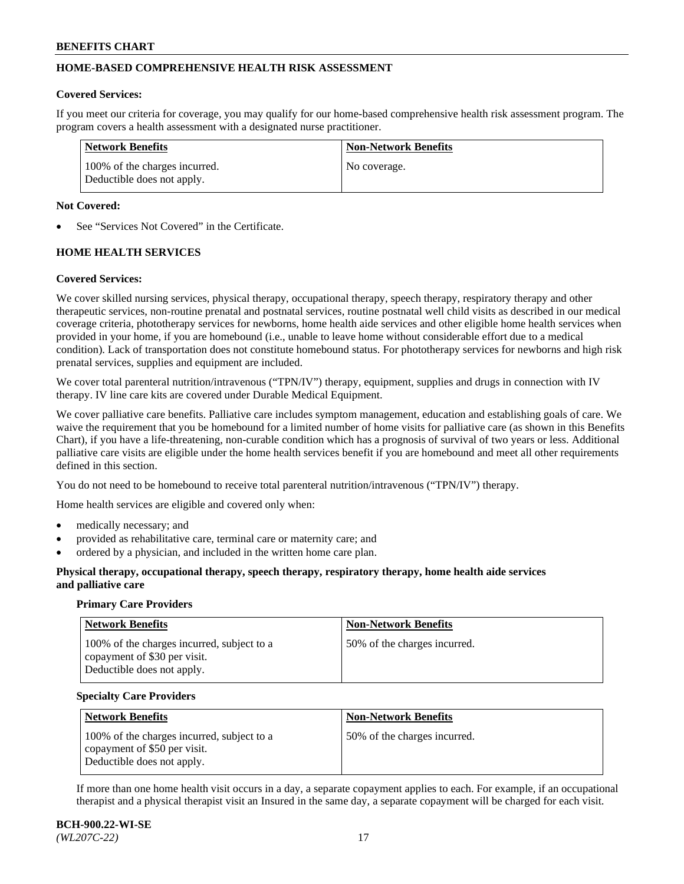## HOME-BASED COMPREHENSIVE HEALTH RISK ASSESSMENT

**Covered Services:**

If you meet our criteria for coverage, you may qualify for our home-based comprehensive health risk assessment program. The program covers a health assessment with a designated nurse practitioner.

| Network Benefits | Non-Network Benefits |
| --- | --- |
| 100% of the charges incurred. Deductible does not apply. | No coverage. |

**Not Covered:**

- See "Services Not Covered" in the Certificate.

## HOME HEALTH SERVICES

**Covered Services:**

We cover skilled nursing services, physical therapy, occupational therapy, speech therapy, respiratory therapy and other therapeutic services, non-routine prenatal and postnatal services, routine postnatal well child visits as described in our medical coverage criteria, phototherapy services for newborns, home health aide services and other eligible home health services when provided in your home, if you are homebound (i.e., unable to leave home without considerable effort due to a medical condition). Lack of transportation does not constitute homebound status. For phototherapy services for newborns and high risk prenatal services, supplies and equipment are included.

We cover total parenteral nutrition/intravenous ("TPN/IV") therapy, equipment, supplies and drugs in connection with IV therapy. IV line care kits are covered under Durable Medical Equipment.

We cover palliative care benefits. Palliative care includes symptom management, education and establishing goals of care. We waive the requirement that you be homebound for a limited number of home visits for palliative care (as shown in this Benefits Chart), if you have a life-threatening, non-curable condition which has a prognosis of survival of two years or less. Additional palliative care visits are eligible under the home health services benefit if you are homebound and meet all other requirements defined in this section.

You do not need to be homebound to receive total parenteral nutrition/intravenous ("TPN/IV") therapy.

Home health services are eligible and covered only when:

- medically necessary; and
- provided as rehabilitative care, terminal care or maternity care; and
- ordered by a physician, and included in the written home care plan.

**Physical therapy, occupational therapy, speech therapy, respiratory therapy, home health aide services and palliative care**

**Primary Care Providers**

| Network Benefits | Non-Network Benefits |
| --- | --- |
| 100% of the charges incurred, subject to a copayment of $30 per visit. Deductible does not apply. | 50% of the charges incurred. |

**Specialty Care Providers**

| Network Benefits | Non-Network Benefits |
| --- | --- |
| 100% of the charges incurred, subject to a copayment of $50 per visit. Deductible does not apply. | 50% of the charges incurred. |

If more than one home health visit occurs in a day, a separate copayment applies to each. For example, if an occupational therapist and a physical therapist visit an Insured in the same day, a separate copayment will be charged for each visit.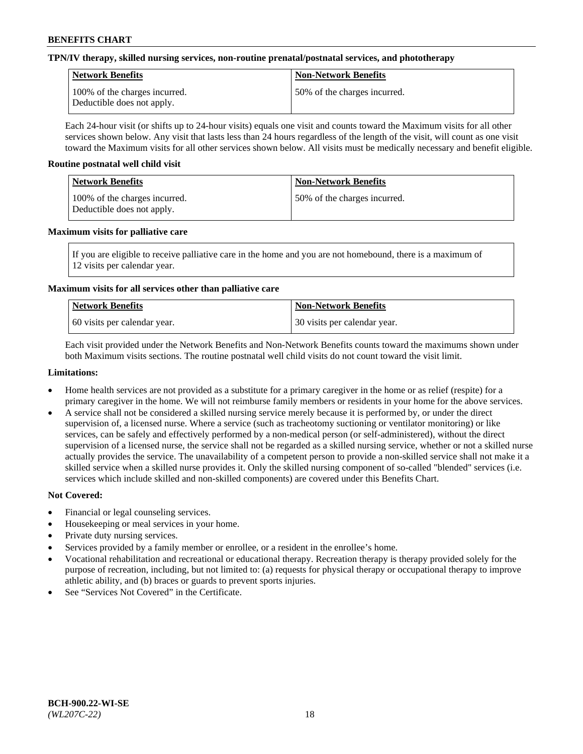**TPN/IV therapy, skilled nursing services, non-routine prenatal/postnatal services, and phototherapy**

| Network Benefits | Non-Network Benefits |
|---|---|
| 100% of the charges incurred. Deductible does not apply. | 50% of the charges incurred. |

Each 24-hour visit (or shifts up to 24-hour visits) equals one visit and counts toward the Maximum visits for all other services shown below. Any visit that lasts less than 24 hours regardless of the length of the visit, will count as one visit toward the Maximum visits for all other services shown below. All visits must be medically necessary and benefit eligible.

**Routine postnatal well child visit**

| Network Benefits | Non-Network Benefits |
|---|---|
| 100% of the charges incurred. Deductible does not apply. | 50% of the charges incurred. |

**Maximum visits for palliative care**

If you are eligible to receive palliative care in the home and you are not homebound, there is a maximum of 12 visits per calendar year.

**Maximum visits for all services other than palliative care**

| Network Benefits | Non-Network Benefits |
|---|---|
| 60 visits per calendar year. | 30 visits per calendar year. |

Each visit provided under the Network Benefits and Non-Network Benefits counts toward the maximums shown under both Maximum visits sections. The routine postnatal well child visits do not count toward the visit limit.

**Limitations:**

- Home health services are not provided as a substitute for a primary caregiver in the home or as relief (respite) for a primary caregiver in the home. We will not reimburse family members or residents in your home for the above services.
- A service shall not be considered a skilled nursing service merely because it is performed by, or under the direct supervision of, a licensed nurse. Where a service (such as tracheotomy suctioning or ventilator monitoring) or like services, can be safely and effectively performed by a non-medical person (or self-administered), without the direct supervision of a licensed nurse, the service shall not be regarded as a skilled nursing service, whether or not a skilled nurse actually provides the service. The unavailability of a competent person to provide a non-skilled service shall not make it a skilled service when a skilled nurse provides it. Only the skilled nursing component of so-called "blended" services (i.e. services which include skilled and non-skilled components) are covered under this Benefits Chart.

**Not Covered:**

- Financial or legal counseling services.
- Housekeeping or meal services in your home.
- Private duty nursing services.
- Services provided by a family member or enrollee, or a resident in the enrollee's home.
- Vocational rehabilitation and recreational or educational therapy. Recreation therapy is therapy provided solely for the purpose of recreation, including, but not limited to: (a) requests for physical therapy or occupational therapy to improve athletic ability, and (b) braces or guards to prevent sports injuries.
- See "Services Not Covered" in the Certificate.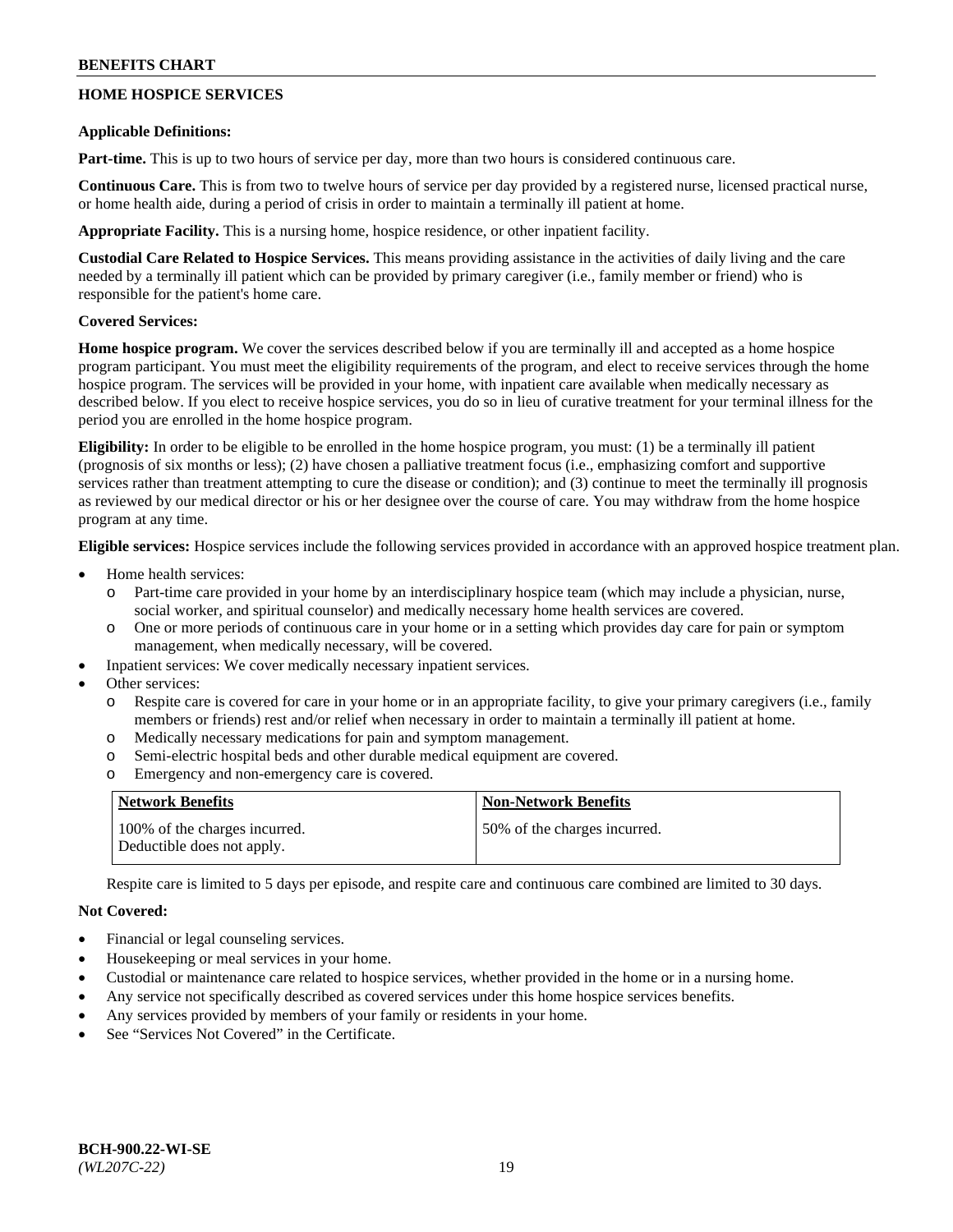## HOME HOSPICE SERVICES

**Applicable Definitions:**

**Part-time.** This is up to two hours of service per day, more than two hours is considered continuous care.

**Continuous Care.** This is from two to twelve hours of service per day provided by a registered nurse, licensed practical nurse, or home health aide, during a period of crisis in order to maintain a terminally ill patient at home.

**Appropriate Facility.** This is a nursing home, hospice residence, or other inpatient facility.

**Custodial Care Related to Hospice Services.** This means providing assistance in the activities of daily living and the care needed by a terminally ill patient which can be provided by primary caregiver (i.e., family member or friend) who is responsible for the patient's home care.

**Covered Services:**

**Home hospice program.** We cover the services described below if you are terminally ill and accepted as a home hospice program participant. You must meet the eligibility requirements of the program, and elect to receive services through the home hospice program. The services will be provided in your home, with inpatient care available when medically necessary as described below. If you elect to receive hospice services, you do so in lieu of curative treatment for your terminal illness for the period you are enrolled in the home hospice program.

**Eligibility:** In order to be eligible to be enrolled in the home hospice program, you must: (1) be a terminally ill patient (prognosis of six months or less); (2) have chosen a palliative treatment focus (i.e., emphasizing comfort and supportive services rather than treatment attempting to cure the disease or condition); and (3) continue to meet the terminally ill prognosis as reviewed by our medical director or his or her designee over the course of care. You may withdraw from the home hospice program at any time.

**Eligible services:** Hospice services include the following services provided in accordance with an approved hospice treatment plan.

- Home health services:
  - Part-time care provided in your home by an interdisciplinary hospice team (which may include a physician, nurse, social worker, and spiritual counselor) and medically necessary home health services are covered.
  - One or more periods of continuous care in your home or in a setting which provides day care for pain or symptom management, when medically necessary, will be covered.
- Inpatient services: We cover medically necessary inpatient services.
- Other services:
  - Respite care is covered for care in your home or in an appropriate facility, to give your primary caregivers (i.e., family members or friends) rest and/or relief when necessary in order to maintain a terminally ill patient at home.
  - Medically necessary medications for pain and symptom management.
  - Semi-electric hospital beds and other durable medical equipment are covered.
  - Emergency and non-emergency care is covered.

| Network Benefits | Non-Network Benefits |
|---|---|
| 100% of the charges incurred. Deductible does not apply. | 50% of the charges incurred. |

Respite care is limited to 5 days per episode, and respite care and continuous care combined are limited to 30 days.

**Not Covered:**

- Financial or legal counseling services.
- Housekeeping or meal services in your home.
- Custodial or maintenance care related to hospice services, whether provided in the home or in a nursing home.
- Any service not specifically described as covered services under this home hospice services benefits.
- Any services provided by members of your family or residents in your home.
- See "Services Not Covered" in the Certificate.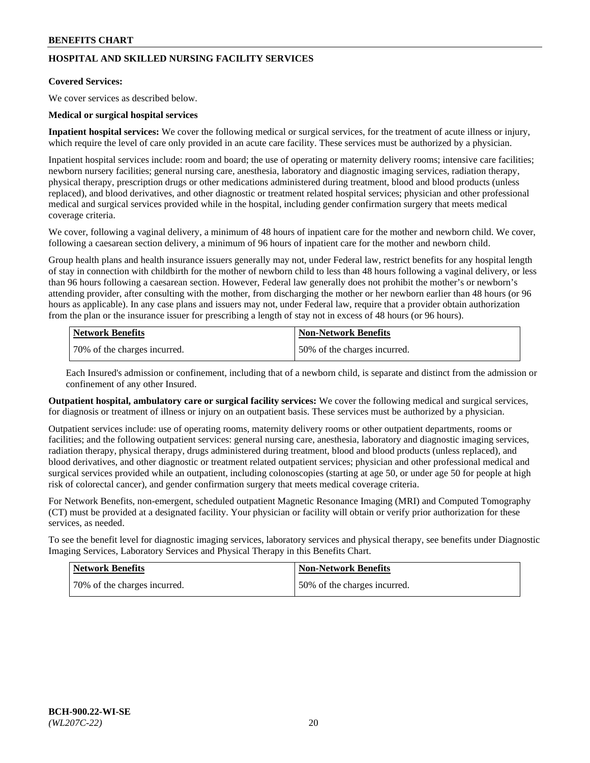## HOSPITAL AND SKILLED NURSING FACILITY SERVICES

**Covered Services:**

We cover services as described below.

**Medical or surgical hospital services**

**Inpatient hospital services:** We cover the following medical or surgical services, for the treatment of acute illness or injury, which require the level of care only provided in an acute care facility. These services must be authorized by a physician.

Inpatient hospital services include: room and board; the use of operating or maternity delivery rooms; intensive care facilities; newborn nursery facilities; general nursing care, anesthesia, laboratory and diagnostic imaging services, radiation therapy, physical therapy, prescription drugs or other medications administered during treatment, blood and blood products (unless replaced), and blood derivatives, and other diagnostic or treatment related hospital services; physician and other professional medical and surgical services provided while in the hospital, including gender confirmation surgery that meets medical coverage criteria.

We cover, following a vaginal delivery, a minimum of 48 hours of inpatient care for the mother and newborn child. We cover, following a caesarean section delivery, a minimum of 96 hours of inpatient care for the mother and newborn child.

Group health plans and health insurance issuers generally may not, under Federal law, restrict benefits for any hospital length of stay in connection with childbirth for the mother of newborn child to less than 48 hours following a vaginal delivery, or less than 96 hours following a caesarean section. However, Federal law generally does not prohibit the mother's or newborn's attending provider, after consulting with the mother, from discharging the mother or her newborn earlier than 48 hours (or 96 hours as applicable). In any case plans and issuers may not, under Federal law, require that a provider obtain authorization from the plan or the insurance issuer for prescribing a length of stay not in excess of 48 hours (or 96 hours).

| Network Benefits | Non-Network Benefits |
|---|---|
| 70% of the charges incurred. | 50% of the charges incurred. |

Each Insured's admission or confinement, including that of a newborn child, is separate and distinct from the admission or confinement of any other Insured.

**Outpatient hospital, ambulatory care or surgical facility services:** We cover the following medical and surgical services, for diagnosis or treatment of illness or injury on an outpatient basis. These services must be authorized by a physician.

Outpatient services include: use of operating rooms, maternity delivery rooms or other outpatient departments, rooms or facilities; and the following outpatient services: general nursing care, anesthesia, laboratory and diagnostic imaging services, radiation therapy, physical therapy, drugs administered during treatment, blood and blood products (unless replaced), and blood derivatives, and other diagnostic or treatment related outpatient services; physician and other professional medical and surgical services provided while an outpatient, including colonoscopies (starting at age 50, or under age 50 for people at high risk of colorectal cancer), and gender confirmation surgery that meets medical coverage criteria.

For Network Benefits, non-emergent, scheduled outpatient Magnetic Resonance Imaging (MRI) and Computed Tomography (CT) must be provided at a designated facility. Your physician or facility will obtain or verify prior authorization for these services, as needed.

To see the benefit level for diagnostic imaging services, laboratory services and physical therapy, see benefits under Diagnostic Imaging Services, Laboratory Services and Physical Therapy in this Benefits Chart.

| Network Benefits | Non-Network Benefits |
|---|---|
| 70% of the charges incurred. | 50% of the charges incurred. |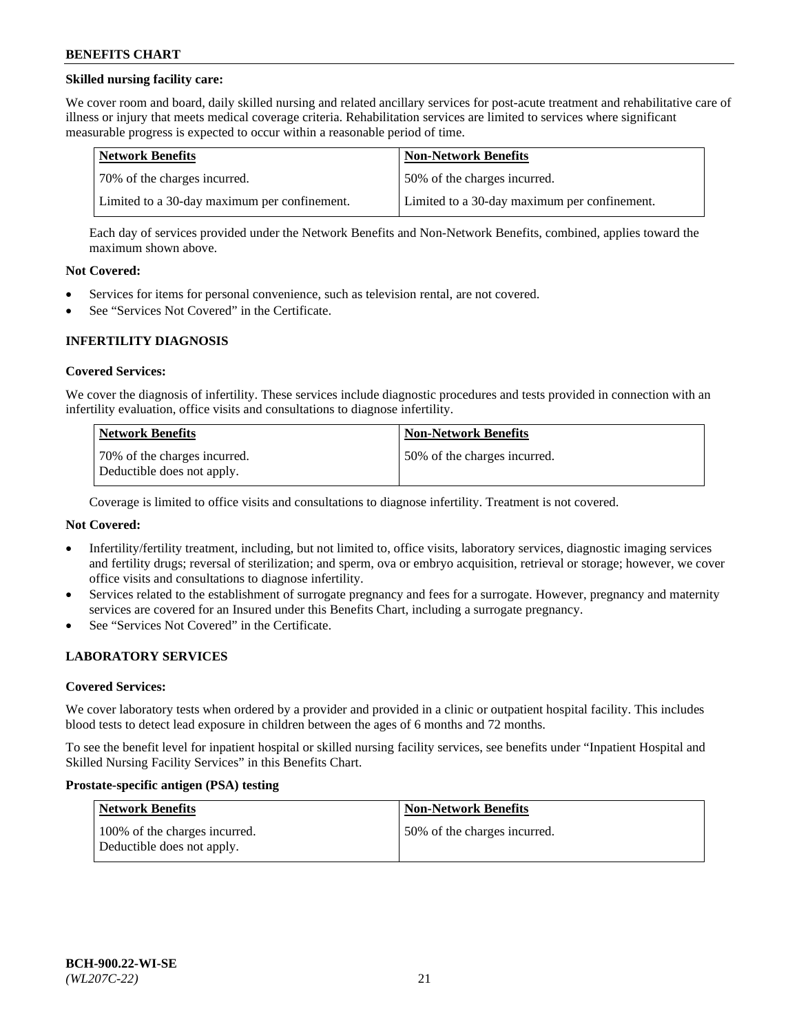**Skilled nursing facility care:**

We cover room and board, daily skilled nursing and related ancillary services for post-acute treatment and rehabilitative care of illness or injury that meets medical coverage criteria. Rehabilitation services are limited to services where significant measurable progress is expected to occur within a reasonable period of time.

| Network Benefits | Non-Network Benefits |
| --- | --- |
| 70% of the charges incurred. | 50% of the charges incurred. |
| Limited to a 30-day maximum per confinement. | Limited to a 30-day maximum per confinement. |

Each day of services provided under the Network Benefits and Non-Network Benefits, combined, applies toward the maximum shown above.

**Not Covered:**

- Services for items for personal convenience, such as television rental, are not covered.
- See "Services Not Covered" in the Certificate.

### INFERTILITY DIAGNOSIS

**Covered Services:**

We cover the diagnosis of infertility. These services include diagnostic procedures and tests provided in connection with an infertility evaluation, office visits and consultations to diagnose infertility.

| Network Benefits | Non-Network Benefits |
| --- | --- |
| 70% of the charges incurred. Deductible does not apply. | 50% of the charges incurred. |

Coverage is limited to office visits and consultations to diagnose infertility. Treatment is not covered.

**Not Covered:**

- Infertility/fertility treatment, including, but not limited to, office visits, laboratory services, diagnostic imaging services and fertility drugs; reversal of sterilization; and sperm, ova or embryo acquisition, retrieval or storage; however, we cover office visits and consultations to diagnose infertility.
- Services related to the establishment of surrogate pregnancy and fees for a surrogate. However, pregnancy and maternity services are covered for an Insured under this Benefits Chart, including a surrogate pregnancy.
- See "Services Not Covered" in the Certificate.

### LABORATORY SERVICES

**Covered Services:**

We cover laboratory tests when ordered by a provider and provided in a clinic or outpatient hospital facility. This includes blood tests to detect lead exposure in children between the ages of 6 months and 72 months.

To see the benefit level for inpatient hospital or skilled nursing facility services, see benefits under "Inpatient Hospital and Skilled Nursing Facility Services" in this Benefits Chart.

**Prostate-specific antigen (PSA) testing**

| Network Benefits | Non-Network Benefits |
| --- | --- |
| 100% of the charges incurred. Deductible does not apply. | 50% of the charges incurred. |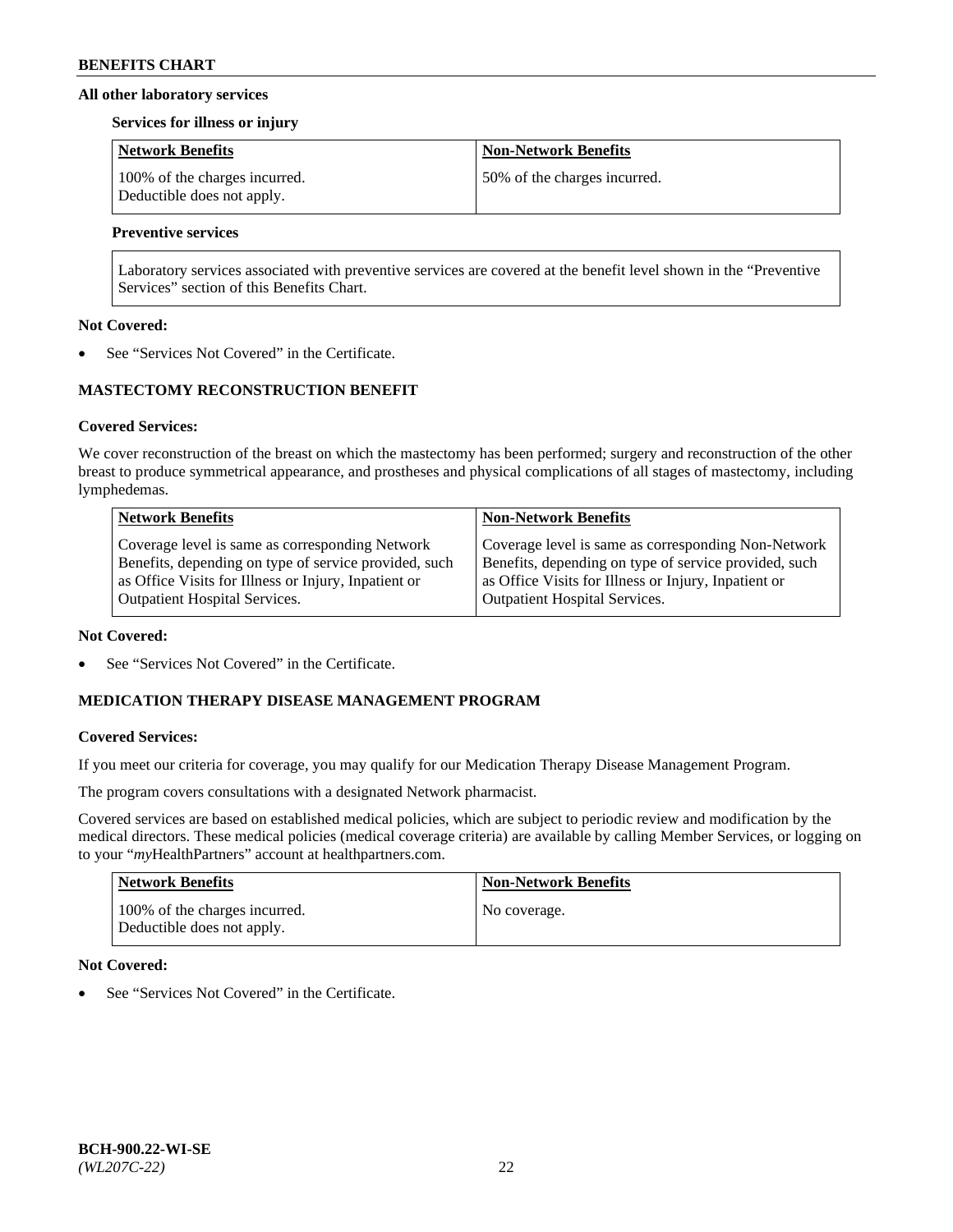### All other laboratory services

**Services for illness or injury**

| Network Benefits | Non-Network Benefits |
| --- | --- |
| 100% of the charges incurred. Deductible does not apply. | 50% of the charges incurred. |

**Preventive services**

| Laboratory services associated with preventive services are covered at the benefit level shown in the "Preventive Services" section of this Benefits Chart. |
| --- |

**Not Covered:**

- See "Services Not Covered" in the Certificate.

## MASTECTOMY RECONSTRUCTION BENEFIT

**Covered Services:**

We cover reconstruction of the breast on which the mastectomy has been performed; surgery and reconstruction of the other breast to produce symmetrical appearance, and prostheses and physical complications of all stages of mastectomy, including lymphedemas.

| Network Benefits | Non-Network Benefits |
| --- | --- |
| Coverage level is same as corresponding Network Benefits, depending on type of service provided, such as Office Visits for Illness or Injury, Inpatient or Outpatient Hospital Services. | Coverage level is same as corresponding Non-Network Benefits, depending on type of service provided, such as Office Visits for Illness or Injury, Inpatient or Outpatient Hospital Services. |

**Not Covered:**

- See "Services Not Covered" in the Certificate.

## MEDICATION THERAPY DISEASE MANAGEMENT PROGRAM

**Covered Services:**

If you meet our criteria for coverage, you may qualify for our Medication Therapy Disease Management Program.

The program covers consultations with a designated Network pharmacist.

Covered services are based on established medical policies, which are subject to periodic review and modification by the medical directors. These medical policies (medical coverage criteria) are available by calling Member Services, or logging on to your "*my*HealthPartners" account at healthpartners.com.

| Network Benefits | Non-Network Benefits |
| --- | --- |
| 100% of the charges incurred. Deductible does not apply. | No coverage. |

**Not Covered:**

- See "Services Not Covered" in the Certificate.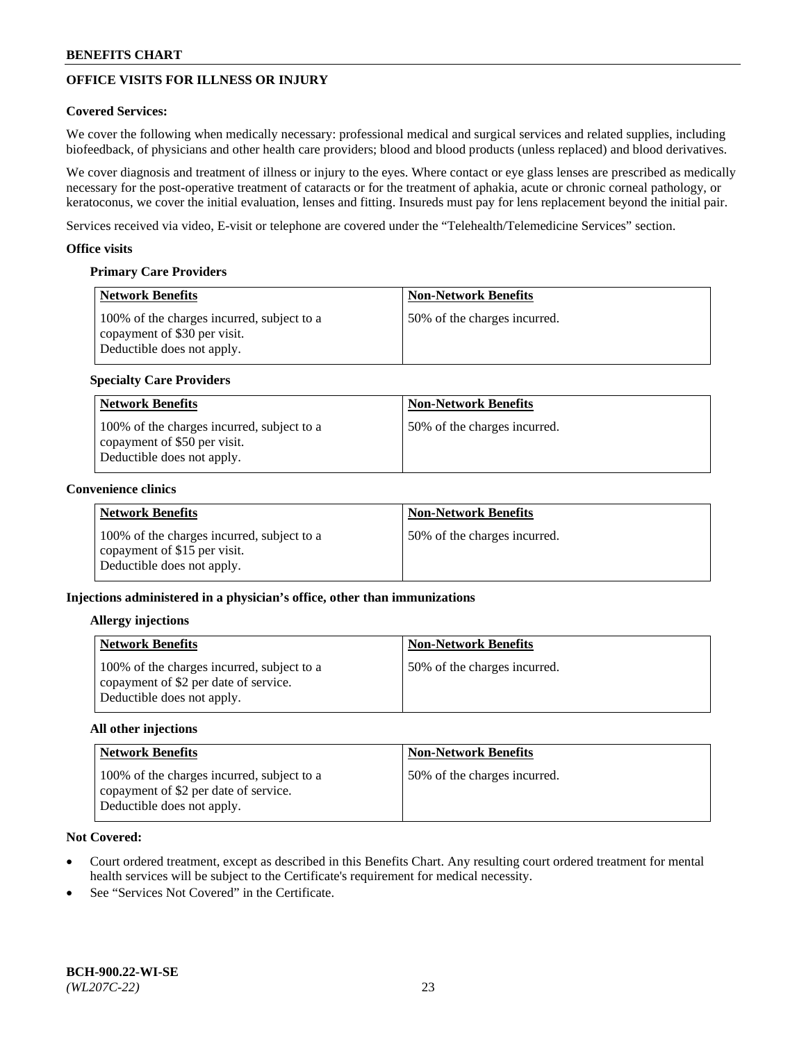## OFFICE VISITS FOR ILLNESS OR INJURY

**Covered Services:**

We cover the following when medically necessary: professional medical and surgical services and related supplies, including biofeedback, of physicians and other health care providers; blood and blood products (unless replaced) and blood derivatives.

We cover diagnosis and treatment of illness or injury to the eyes. Where contact or eye glass lenses are prescribed as medically necessary for the post-operative treatment of cataracts or for the treatment of aphakia, acute or chronic corneal pathology, or keratoconus, we cover the initial evaluation, lenses and fitting. Insureds must pay for lens replacement beyond the initial pair.

Services received via video, E-visit or telephone are covered under the "Telehealth/Telemedicine Services" section.

**Office visits**

**Primary Care Providers**

| Network Benefits | Non-Network Benefits |
|---|---|
| 100% of the charges incurred, subject to a copayment of $30 per visit. Deductible does not apply. | 50% of the charges incurred. |

**Specialty Care Providers**

| Network Benefits | Non-Network Benefits |
|---|---|
| 100% of the charges incurred, subject to a copayment of $50 per visit. Deductible does not apply. | 50% of the charges incurred. |

**Convenience clinics**

| Network Benefits | Non-Network Benefits |
|---|---|
| 100% of the charges incurred, subject to a copayment of $15 per visit. Deductible does not apply. | 50% of the charges incurred. |

**Injections administered in a physician's office, other than immunizations**

**Allergy injections**

| Network Benefits | Non-Network Benefits |
|---|---|
| 100% of the charges incurred, subject to a copayment of $2 per date of service. Deductible does not apply. | 50% of the charges incurred. |

**All other injections**

| Network Benefits | Non-Network Benefits |
|---|---|
| 100% of the charges incurred, subject to a copayment of $2 per date of service. Deductible does not apply. | 50% of the charges incurred. |

**Not Covered:**

- Court ordered treatment, except as described in this Benefits Chart. Any resulting court ordered treatment for mental health services will be subject to the Certificate's requirement for medical necessity.
- See "Services Not Covered" in the Certificate.

**BCH-900.22-WI-SE**
*(WL207C-22)*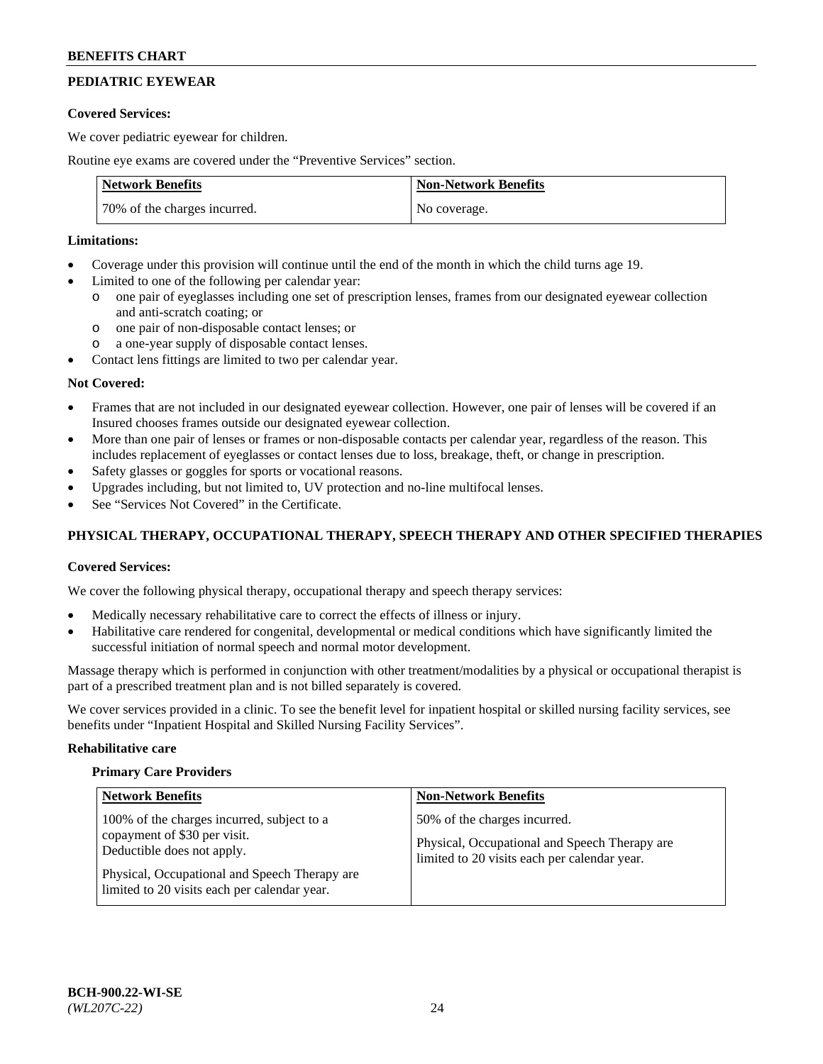## PEDIATRIC EYEWEAR

**Covered Services:**

We cover pediatric eyewear for children.

Routine eye exams are covered under the "Preventive Services" section.

| Network Benefits | Non-Network Benefits |
|---|---|
| 70% of the charges incurred. | No coverage. |

**Limitations:**

- Coverage under this provision will continue until the end of the month in which the child turns age 19.
- Limited to one of the following per calendar year:
  - o one pair of eyeglasses including one set of prescription lenses, frames from our designated eyewear collection and anti-scratch coating; or
  - o one pair of non-disposable contact lenses; or
  - o a one-year supply of disposable contact lenses.
- Contact lens fittings are limited to two per calendar year.

**Not Covered:**

- Frames that are not included in our designated eyewear collection. However, one pair of lenses will be covered if an Insured chooses frames outside our designated eyewear collection.
- More than one pair of lenses or frames or non-disposable contacts per calendar year, regardless of the reason. This includes replacement of eyeglasses or contact lenses due to loss, breakage, theft, or change in prescription.
- Safety glasses or goggles for sports or vocational reasons.
- Upgrades including, but not limited to, UV protection and no-line multifocal lenses.
- See "Services Not Covered" in the Certificate.

## PHYSICAL THERAPY, OCCUPATIONAL THERAPY, SPEECH THERAPY AND OTHER SPECIFIED THERAPIES

**Covered Services:**

We cover the following physical therapy, occupational therapy and speech therapy services:

- Medically necessary rehabilitative care to correct the effects of illness or injury.
- Habilitative care rendered for congenital, developmental or medical conditions which have significantly limited the successful initiation of normal speech and normal motor development.

Massage therapy which is performed in conjunction with other treatment/modalities by a physical or occupational therapist is part of a prescribed treatment plan and is not billed separately is covered.

We cover services provided in a clinic. To see the benefit level for inpatient hospital or skilled nursing facility services, see benefits under "Inpatient Hospital and Skilled Nursing Facility Services".

**Rehabilitative care**

**Primary Care Providers**

| Network Benefits | Non-Network Benefits |
|---|---|
| 100% of the charges incurred, subject to a copayment of $30 per visit. Deductible does not apply.<br><br>Physical, Occupational and Speech Therapy are limited to 20 visits each per calendar year. | 50% of the charges incurred.<br><br>Physical, Occupational and Speech Therapy are limited to 20 visits each per calendar year. |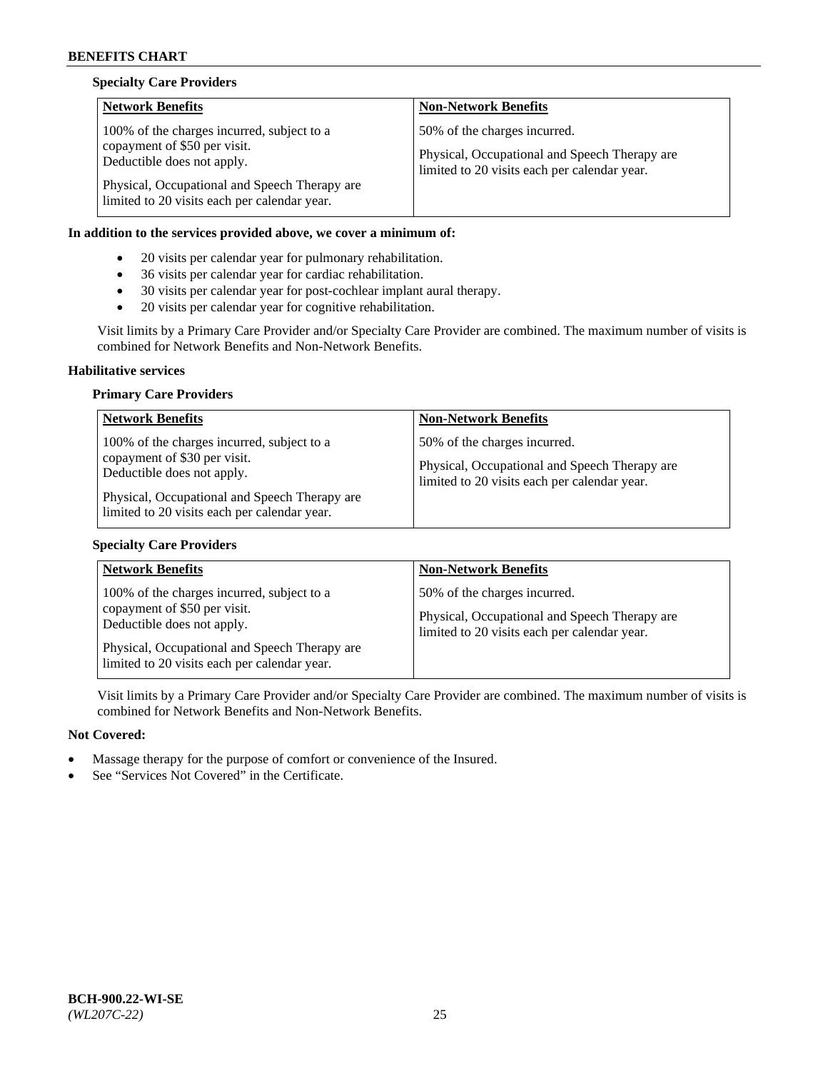**Specialty Care Providers**

| Network Benefits | Non-Network Benefits |
|---|---|
| 100% of the charges incurred, subject to a copayment of $50 per visit. Deductible does not apply.<br><br>Physical, Occupational and Speech Therapy are limited to 20 visits each per calendar year. | 50% of the charges incurred.<br><br>Physical, Occupational and Speech Therapy are limited to 20 visits each per calendar year. |

**In addition to the services provided above, we cover a minimum of:**

- 20 visits per calendar year for pulmonary rehabilitation.
- 36 visits per calendar year for cardiac rehabilitation.
- 30 visits per calendar year for post-cochlear implant aural therapy.
- 20 visits per calendar year for cognitive rehabilitation.

Visit limits by a Primary Care Provider and/or Specialty Care Provider are combined. The maximum number of visits is combined for Network Benefits and Non-Network Benefits.

**Habilitative services**

**Primary Care Providers**

| Network Benefits | Non-Network Benefits |
|---|---|
| 100% of the charges incurred, subject to a copayment of $30 per visit. Deductible does not apply.<br><br>Physical, Occupational and Speech Therapy are limited to 20 visits each per calendar year. | 50% of the charges incurred.<br><br>Physical, Occupational and Speech Therapy are limited to 20 visits each per calendar year. |

**Specialty Care Providers**

| Network Benefits | Non-Network Benefits |
|---|---|
| 100% of the charges incurred, subject to a copayment of $50 per visit. Deductible does not apply.<br><br>Physical, Occupational and Speech Therapy are limited to 20 visits each per calendar year. | 50% of the charges incurred.<br><br>Physical, Occupational and Speech Therapy are limited to 20 visits each per calendar year. |

Visit limits by a Primary Care Provider and/or Specialty Care Provider are combined. The maximum number of visits is combined for Network Benefits and Non-Network Benefits.

**Not Covered:**

- Massage therapy for the purpose of comfort or convenience of the Insured.
- See "Services Not Covered" in the Certificate.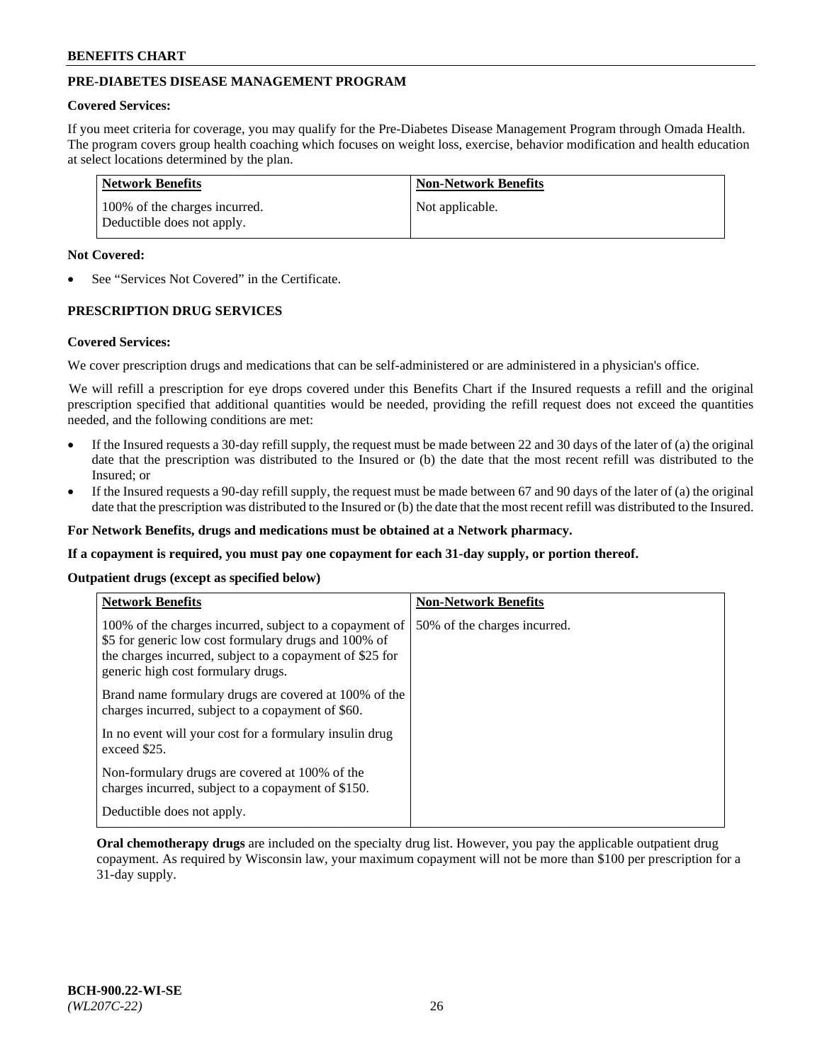## PRE-DIABETES DISEASE MANAGEMENT PROGRAM

**Covered Services:**

If you meet criteria for coverage, you may qualify for the Pre-Diabetes Disease Management Program through Omada Health. The program covers group health coaching which focuses on weight loss, exercise, behavior modification and health education at select locations determined by the plan.

| Network Benefits | Non-Network Benefits |
| --- | --- |
| 100% of the charges incurred. Deductible does not apply. | Not applicable. |

**Not Covered:**

- See "Services Not Covered" in the Certificate.

## PRESCRIPTION DRUG SERVICES

**Covered Services:**

We cover prescription drugs and medications that can be self-administered or are administered in a physician's office.

We will refill a prescription for eye drops covered under this Benefits Chart if the Insured requests a refill and the original prescription specified that additional quantities would be needed, providing the refill request does not exceed the quantities needed, and the following conditions are met:

- If the Insured requests a 30-day refill supply, the request must be made between 22 and 30 days of the later of (a) the original date that the prescription was distributed to the Insured or (b) the date that the most recent refill was distributed to the Insured; or
- If the Insured requests a 90-day refill supply, the request must be made between 67 and 90 days of the later of (a) the original date that the prescription was distributed to the Insured or (b) the date that the most recent refill was distributed to the Insured.

**For Network Benefits, drugs and medications must be obtained at a Network pharmacy.**

**If a copayment is required, you must pay one copayment for each 31-day supply, or portion thereof.**

**Outpatient drugs (except as specified below)**

| Network Benefits | Non-Network Benefits |
| --- | --- |
| 100% of the charges incurred, subject to a copayment of $5 for generic low cost formulary drugs and 100% of the charges incurred, subject to a copayment of $25 for generic high cost formulary drugs.<br><br>Brand name formulary drugs are covered at 100% of the charges incurred, subject to a copayment of $60.<br><br>In no event will your cost for a formulary insulin drug exceed $25.<br><br>Non-formulary drugs are covered at 100% of the charges incurred, subject to a copayment of $150.<br><br>Deductible does not apply. | 50% of the charges incurred. |

**Oral chemotherapy drugs** are included on the specialty drug list. However, you pay the applicable outpatient drug copayment. As required by Wisconsin law, your maximum copayment will not be more than $100 per prescription for a 31-day supply.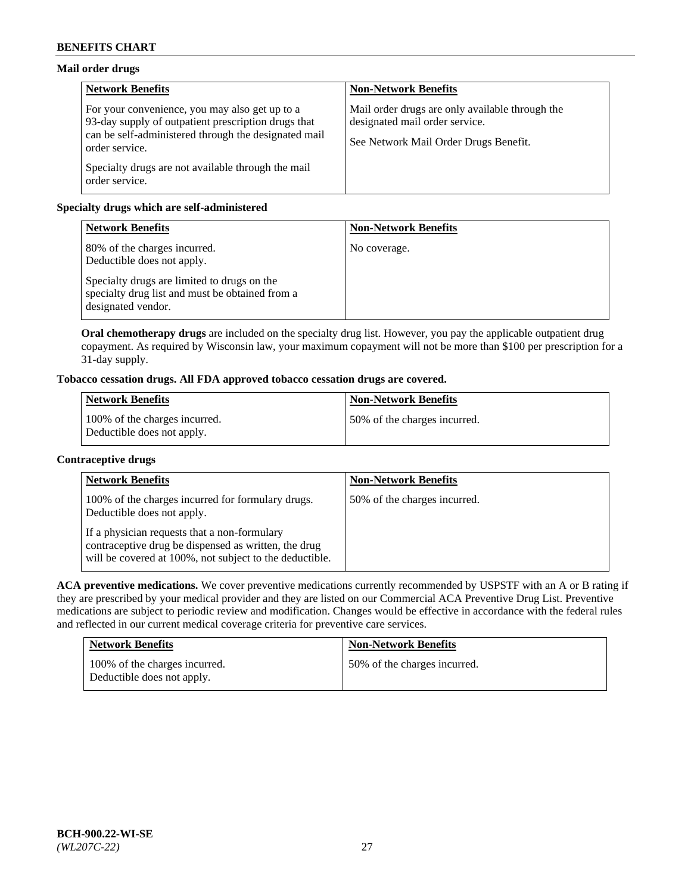### Mail order drugs

| Network Benefits | Non-Network Benefits |
| --- | --- |
| For your convenience, you may also get up to a 93-day supply of outpatient prescription drugs that can be self-administered through the designated mail order service.<br><br>Specialty drugs are not available through the mail order service. | Mail order drugs are only available through the designated mail order service.<br><br>See Network Mail Order Drugs Benefit. |

### Specialty drugs which are self-administered

| Network Benefits | Non-Network Benefits |
| --- | --- |
| 80% of the charges incurred.<br>Deductible does not apply.<br><br>Specialty drugs are limited to drugs on the specialty drug list and must be obtained from a designated vendor. | No coverage. |

**Oral chemotherapy drugs** are included on the specialty drug list. However, you pay the applicable outpatient drug copayment. As required by Wisconsin law, your maximum copayment will not be more than $100 per prescription for a 31-day supply.

### Tobacco cessation drugs. All FDA approved tobacco cessation drugs are covered.

| Network Benefits | Non-Network Benefits |
| --- | --- |
| 100% of the charges incurred.<br>Deductible does not apply. | 50% of the charges incurred. |

### Contraceptive drugs

| Network Benefits | Non-Network Benefits |
| --- | --- |
| 100% of the charges incurred for formulary drugs.<br>Deductible does not apply.<br><br>If a physician requests that a non-formulary contraceptive drug be dispensed as written, the drug will be covered at 100%, not subject to the deductible. | 50% of the charges incurred. |

**ACA preventive medications.** We cover preventive medications currently recommended by USPSTF with an A or B rating if they are prescribed by your medical provider and they are listed on our Commercial ACA Preventive Drug List. Preventive medications are subject to periodic review and modification. Changes would be effective in accordance with the federal rules and reflected in our current medical coverage criteria for preventive care services.

| Network Benefits | Non-Network Benefits |
| --- | --- |
| 100% of the charges incurred.<br>Deductible does not apply. | 50% of the charges incurred. |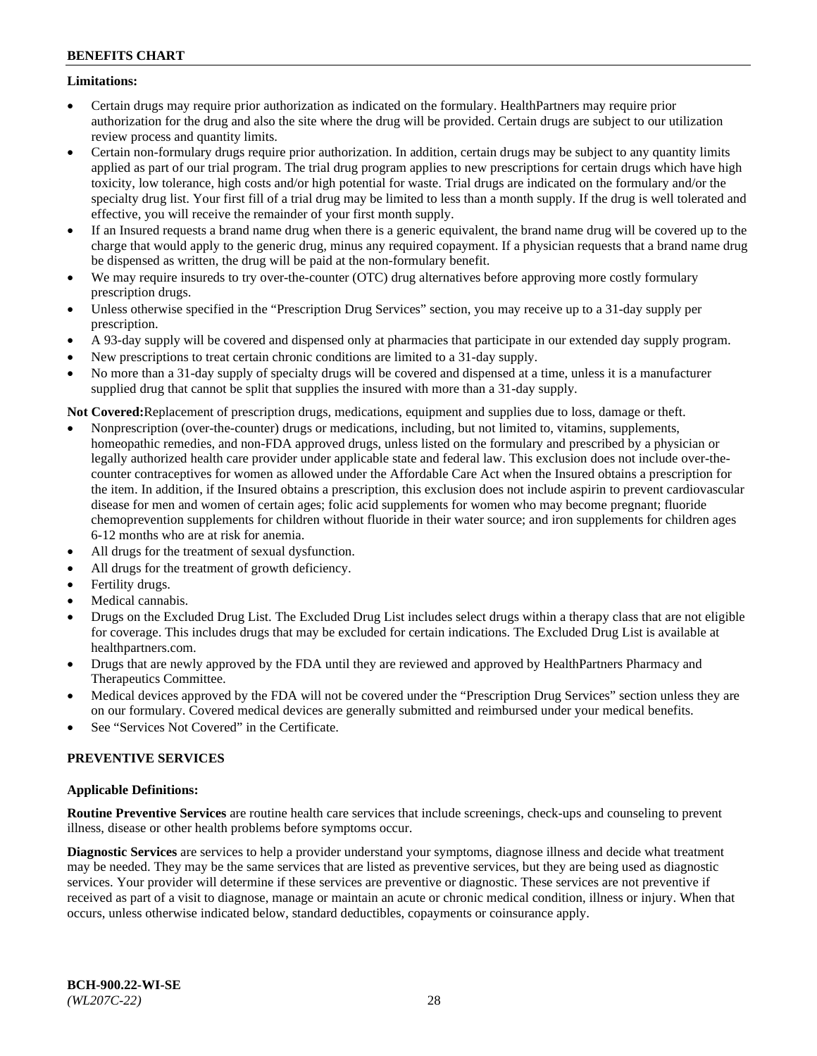**Limitations:**

- Certain drugs may require prior authorization as indicated on the formulary. HealthPartners may require prior authorization for the drug and also the site where the drug will be provided. Certain drugs are subject to our utilization review process and quantity limits.
- Certain non-formulary drugs require prior authorization. In addition, certain drugs may be subject to any quantity limits applied as part of our trial program. The trial drug program applies to new prescriptions for certain drugs which have high toxicity, low tolerance, high costs and/or high potential for waste. Trial drugs are indicated on the formulary and/or the specialty drug list. Your first fill of a trial drug may be limited to less than a month supply. If the drug is well tolerated and effective, you will receive the remainder of your first month supply.
- If an Insured requests a brand name drug when there is a generic equivalent, the brand name drug will be covered up to the charge that would apply to the generic drug, minus any required copayment. If a physician requests that a brand name drug be dispensed as written, the drug will be paid at the non-formulary benefit.
- We may require insureds to try over-the-counter (OTC) drug alternatives before approving more costly formulary prescription drugs.
- Unless otherwise specified in the "Prescription Drug Services" section, you may receive up to a 31-day supply per prescription.
- A 93-day supply will be covered and dispensed only at pharmacies that participate in our extended day supply program.
- New prescriptions to treat certain chronic conditions are limited to a 31-day supply.
- No more than a 31-day supply of specialty drugs will be covered and dispensed at a time, unless it is a manufacturer supplied drug that cannot be split that supplies the insured with more than a 31-day supply.

**Not Covered:**Replacement of prescription drugs, medications, equipment and supplies due to loss, damage or theft.

- Nonprescription (over-the-counter) drugs or medications, including, but not limited to, vitamins, supplements, homeopathic remedies, and non-FDA approved drugs, unless listed on the formulary and prescribed by a physician or legally authorized health care provider under applicable state and federal law. This exclusion does not include over-the-counter contraceptives for women as allowed under the Affordable Care Act when the Insured obtains a prescription for the item. In addition, if the Insured obtains a prescription, this exclusion does not include aspirin to prevent cardiovascular disease for men and women of certain ages; folic acid supplements for women who may become pregnant; fluoride chemoprevention supplements for children without fluoride in their water source; and iron supplements for children ages 6-12 months who are at risk for anemia.
- All drugs for the treatment of sexual dysfunction.
- All drugs for the treatment of growth deficiency.
- Fertility drugs.
- Medical cannabis.
- Drugs on the Excluded Drug List. The Excluded Drug List includes select drugs within a therapy class that are not eligible for coverage. This includes drugs that may be excluded for certain indications. The Excluded Drug List is available at healthpartners.com.
- Drugs that are newly approved by the FDA until they are reviewed and approved by HealthPartners Pharmacy and Therapeutics Committee.
- Medical devices approved by the FDA will not be covered under the "Prescription Drug Services" section unless they are on our formulary. Covered medical devices are generally submitted and reimbursed under your medical benefits.
- See "Services Not Covered" in the Certificate.

## PREVENTIVE SERVICES

**Applicable Definitions:**

**Routine Preventive Services** are routine health care services that include screenings, check-ups and counseling to prevent illness, disease or other health problems before symptoms occur.

**Diagnostic Services** are services to help a provider understand your symptoms, diagnose illness and decide what treatment may be needed. They may be the same services that are listed as preventive services, but they are being used as diagnostic services. Your provider will determine if these services are preventive or diagnostic. These services are not preventive if received as part of a visit to diagnose, manage or maintain an acute or chronic medical condition, illness or injury. When that occurs, unless otherwise indicated below, standard deductibles, copayments or coinsurance apply.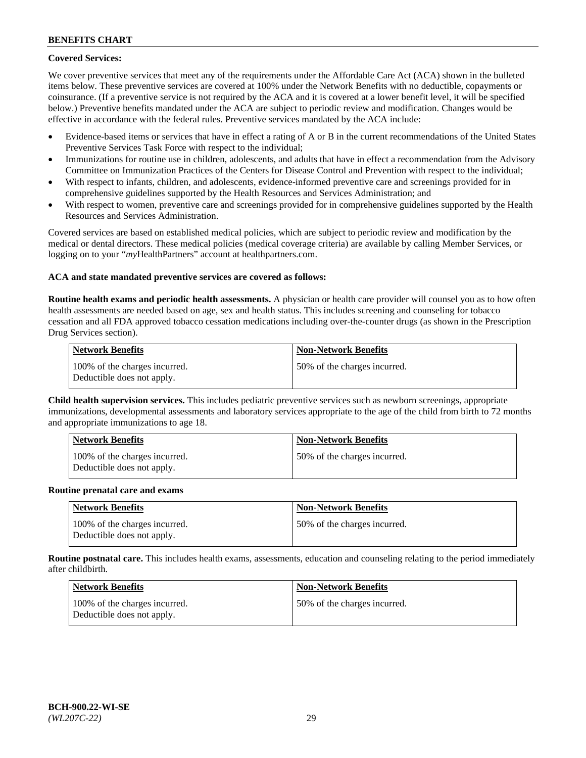**Covered Services:**

We cover preventive services that meet any of the requirements under the Affordable Care Act (ACA) shown in the bulleted items below. These preventive services are covered at 100% under the Network Benefits with no deductible, copayments or coinsurance. (If a preventive service is not required by the ACA and it is covered at a lower benefit level, it will be specified below.) Preventive benefits mandated under the ACA are subject to periodic review and modification. Changes would be effective in accordance with the federal rules. Preventive services mandated by the ACA include:

- Evidence-based items or services that have in effect a rating of A or B in the current recommendations of the United States Preventive Services Task Force with respect to the individual;
- Immunizations for routine use in children, adolescents, and adults that have in effect a recommendation from the Advisory Committee on Immunization Practices of the Centers for Disease Control and Prevention with respect to the individual;
- With respect to infants, children, and adolescents, evidence-informed preventive care and screenings provided for in comprehensive guidelines supported by the Health Resources and Services Administration; and
- With respect to women, preventive care and screenings provided for in comprehensive guidelines supported by the Health Resources and Services Administration.

Covered services are based on established medical policies, which are subject to periodic review and modification by the medical or dental directors. These medical policies (medical coverage criteria) are available by calling Member Services, or logging on to your "*my*HealthPartners" account at healthpartners.com.

**ACA and state mandated preventive services are covered as follows:**

**Routine health exams and periodic health assessments.** A physician or health care provider will counsel you as to how often health assessments are needed based on age, sex and health status. This includes screening and counseling for tobacco cessation and all FDA approved tobacco cessation medications including over-the-counter drugs (as shown in the Prescription Drug Services section).

| Network Benefits | Non-Network Benefits |
|---|---|
| 100% of the charges incurred. Deductible does not apply. | 50% of the charges incurred. |

**Child health supervision services.** This includes pediatric preventive services such as newborn screenings, appropriate immunizations, developmental assessments and laboratory services appropriate to the age of the child from birth to 72 months and appropriate immunizations to age 18.

| Network Benefits | Non-Network Benefits |
|---|---|
| 100% of the charges incurred. Deductible does not apply. | 50% of the charges incurred. |

**Routine prenatal care and exams**

| Network Benefits | Non-Network Benefits |
|---|---|
| 100% of the charges incurred. Deductible does not apply. | 50% of the charges incurred. |

**Routine postnatal care.** This includes health exams, assessments, education and counseling relating to the period immediately after childbirth.

| Network Benefits | Non-Network Benefits |
|---|---|
| 100% of the charges incurred. Deductible does not apply. | 50% of the charges incurred. |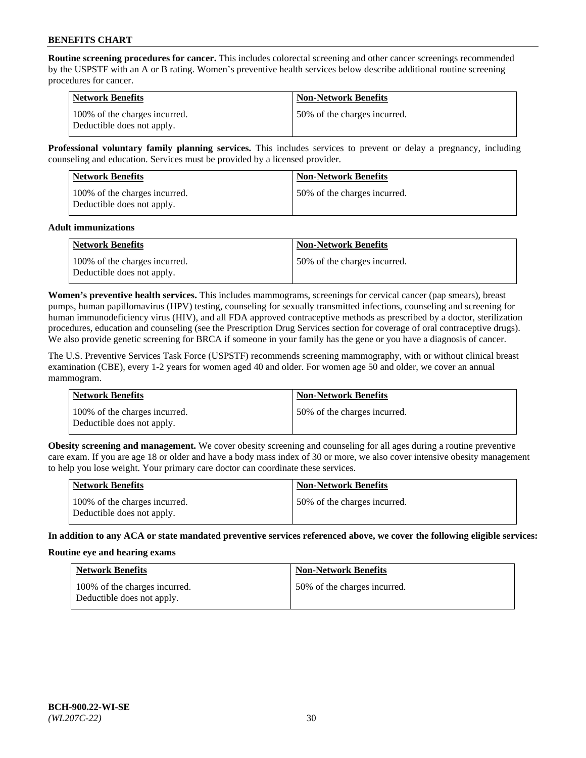**Routine screening procedures for cancer.** This includes colorectal screening and other cancer screenings recommended by the USPSTF with an A or B rating. Women's preventive health services below describe additional routine screening procedures for cancer.

| Network Benefits | Non-Network Benefits |
|---|---|
| 100% of the charges incurred. Deductible does not apply. | 50% of the charges incurred. |

**Professional voluntary family planning services.** This includes services to prevent or delay a pregnancy, including counseling and education. Services must be provided by a licensed provider.

| Network Benefits | Non-Network Benefits |
|---|---|
| 100% of the charges incurred. Deductible does not apply. | 50% of the charges incurred. |

**Adult immunizations**

| Network Benefits | Non-Network Benefits |
|---|---|
| 100% of the charges incurred. Deductible does not apply. | 50% of the charges incurred. |

**Women's preventive health services.** This includes mammograms, screenings for cervical cancer (pap smears), breast pumps, human papillomavirus (HPV) testing, counseling for sexually transmitted infections, counseling and screening for human immunodeficiency virus (HIV), and all FDA approved contraceptive methods as prescribed by a doctor, sterilization procedures, education and counseling (see the Prescription Drug Services section for coverage of oral contraceptive drugs). We also provide genetic screening for BRCA if someone in your family has the gene or you have a diagnosis of cancer.

The U.S. Preventive Services Task Force (USPSTF) recommends screening mammography, with or without clinical breast examination (CBE), every 1-2 years for women aged 40 and older. For women age 50 and older, we cover an annual mammogram.

| Network Benefits | Non-Network Benefits |
|---|---|
| 100% of the charges incurred. Deductible does not apply. | 50% of the charges incurred. |

**Obesity screening and management.** We cover obesity screening and counseling for all ages during a routine preventive care exam. If you are age 18 or older and have a body mass index of 30 or more, we also cover intensive obesity management to help you lose weight. Your primary care doctor can coordinate these services.

| Network Benefits | Non-Network Benefits |
|---|---|
| 100% of the charges incurred. Deductible does not apply. | 50% of the charges incurred. |

**In addition to any ACA or state mandated preventive services referenced above, we cover the following eligible services:**

**Routine eye and hearing exams**

| Network Benefits | Non-Network Benefits |
|---|---|
| 100% of the charges incurred. Deductible does not apply. | 50% of the charges incurred. |

**BCH-900.22-WI-SE**
*(WL207C-22)*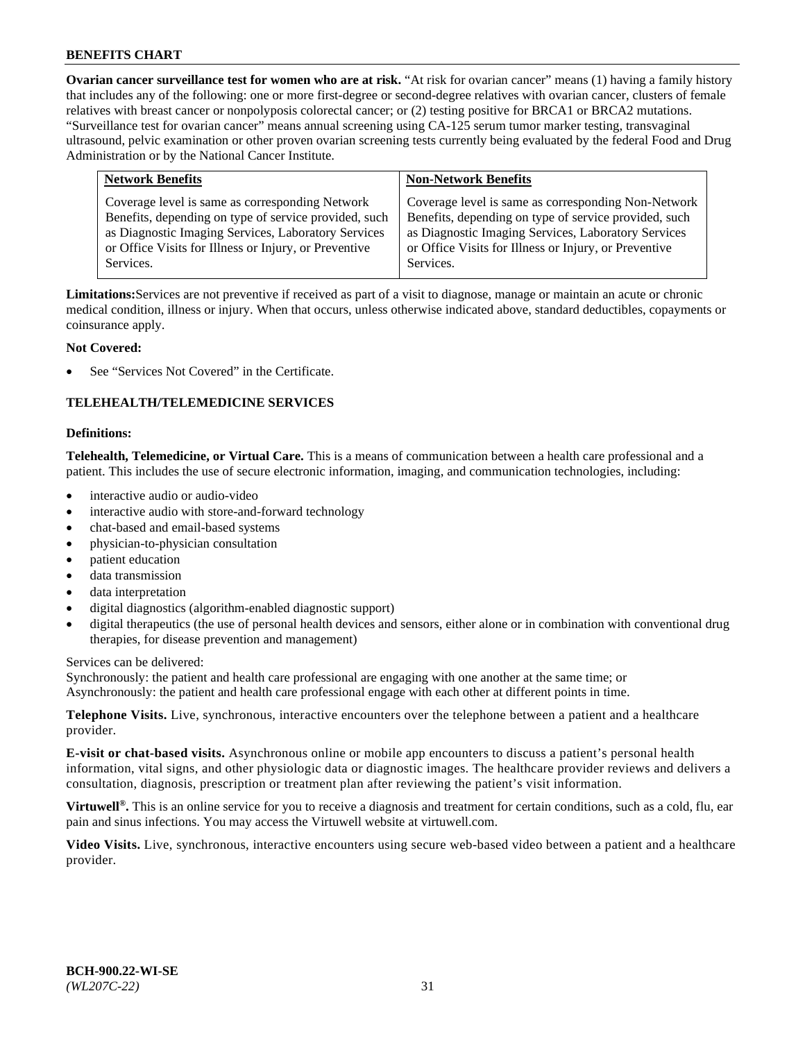**Ovarian cancer surveillance test for women who are at risk.** "At risk for ovarian cancer" means (1) having a family history that includes any of the following: one or more first-degree or second-degree relatives with ovarian cancer, clusters of female relatives with breast cancer or nonpolyposis colorectal cancer; or (2) testing positive for BRCA1 or BRCA2 mutations. "Surveillance test for ovarian cancer" means annual screening using CA-125 serum tumor marker testing, transvaginal ultrasound, pelvic examination or other proven ovarian screening tests currently being evaluated by the federal Food and Drug Administration or by the National Cancer Institute.

| Network Benefits | Non-Network Benefits |
|---|---|
| Coverage level is same as corresponding Network Benefits, depending on type of service provided, such as Diagnostic Imaging Services, Laboratory Services or Office Visits for Illness or Injury, or Preventive Services. | Coverage level is same as corresponding Non-Network Benefits, depending on type of service provided, such as Diagnostic Imaging Services, Laboratory Services or Office Visits for Illness or Injury, or Preventive Services. |

**Limitations:** Services are not preventive if received as part of a visit to diagnose, manage or maintain an acute or chronic medical condition, illness or injury. When that occurs, unless otherwise indicated above, standard deductibles, copayments or coinsurance apply.

**Not Covered:**

- See "Services Not Covered" in the Certificate.

## TELEHEALTH/TELEMEDICINE SERVICES

**Definitions:**

**Telehealth, Telemedicine, or Virtual Care.** This is a means of communication between a health care professional and a patient. This includes the use of secure electronic information, imaging, and communication technologies, including:

- interactive audio or audio-video
- interactive audio with store-and-forward technology
- chat-based and email-based systems
- physician-to-physician consultation
- patient education
- data transmission
- data interpretation
- digital diagnostics (algorithm-enabled diagnostic support)
- digital therapeutics (the use of personal health devices and sensors, either alone or in combination with conventional drug therapies, for disease prevention and management)

Services can be delivered:
Synchronously: the patient and health care professional are engaging with one another at the same time; or
Asynchronously: the patient and health care professional engage with each other at different points in time.

**Telephone Visits.** Live, synchronous, interactive encounters over the telephone between a patient and a healthcare provider.

**E-visit or chat-based visits.** Asynchronous online or mobile app encounters to discuss a patient's personal health information, vital signs, and other physiologic data or diagnostic images. The healthcare provider reviews and delivers a consultation, diagnosis, prescription or treatment plan after reviewing the patient's visit information.

**Virtuwell®.** This is an online service for you to receive a diagnosis and treatment for certain conditions, such as a cold, flu, ear pain and sinus infections. You may access the Virtuwell website at virtuwell.com.

**Video Visits.** Live, synchronous, interactive encounters using secure web-based video between a patient and a healthcare provider.

**BCH-900.22-WI-SE**
*(WL207C-22)*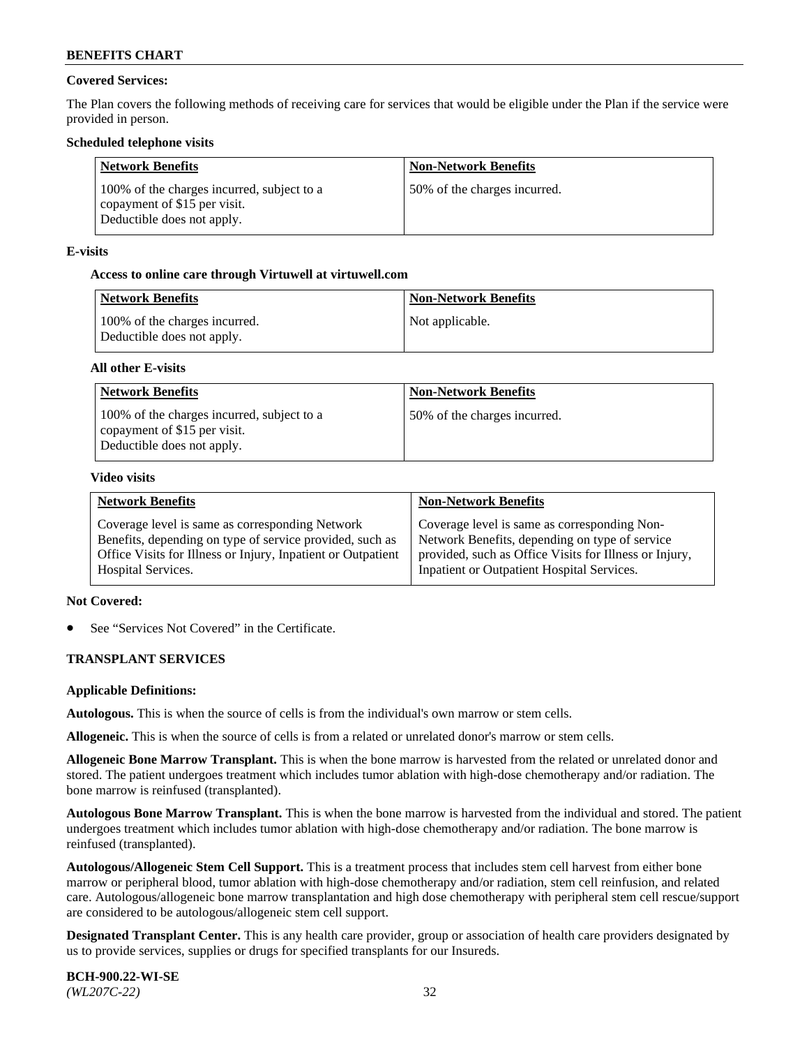**Covered Services:**

The Plan covers the following methods of receiving care for services that would be eligible under the Plan if the service were provided in person.

**Scheduled telephone visits**

| Network Benefits | Non-Network Benefits |
|---|---|
| 100% of the charges incurred, subject to a copayment of $15 per visit. Deductible does not apply. | 50% of the charges incurred. |

**E-visits**

**Access to online care through Virtuwell at virtuwell.com**

| Network Benefits | Non-Network Benefits |
|---|---|
| 100% of the charges incurred. Deductible does not apply. | Not applicable. |

**All other E-visits**

| Network Benefits | Non-Network Benefits |
|---|---|
| 100% of the charges incurred, subject to a copayment of $15 per visit. Deductible does not apply. | 50% of the charges incurred. |

**Video visits**

| Network Benefits | Non-Network Benefits |
|---|---|
| Coverage level is same as corresponding Network Benefits, depending on type of service provided, such as Office Visits for Illness or Injury, Inpatient or Outpatient Hospital Services. | Coverage level is same as corresponding Non-Network Benefits, depending on type of service provided, such as Office Visits for Illness or Injury, Inpatient or Outpatient Hospital Services. |

**Not Covered:**

- See "Services Not Covered" in the Certificate.

**TRANSPLANT SERVICES**

**Applicable Definitions:**

**Autologous.** This is when the source of cells is from the individual's own marrow or stem cells.

**Allogeneic.** This is when the source of cells is from a related or unrelated donor's marrow or stem cells.

**Allogeneic Bone Marrow Transplant.** This is when the bone marrow is harvested from the related or unrelated donor and stored. The patient undergoes treatment which includes tumor ablation with high-dose chemotherapy and/or radiation. The bone marrow is reinfused (transplanted).

**Autologous Bone Marrow Transplant.** This is when the bone marrow is harvested from the individual and stored. The patient undergoes treatment which includes tumor ablation with high-dose chemotherapy and/or radiation. The bone marrow is reinfused (transplanted).

**Autologous/Allogeneic Stem Cell Support.** This is a treatment process that includes stem cell harvest from either bone marrow or peripheral blood, tumor ablation with high-dose chemotherapy and/or radiation, stem cell reinfusion, and related care. Autologous/allogeneic bone marrow transplantation and high dose chemotherapy with peripheral stem cell rescue/support are considered to be autologous/allogeneic stem cell support.

**Designated Transplant Center.** This is any health care provider, group or association of health care providers designated by us to provide services, supplies or drugs for specified transplants for our Insureds.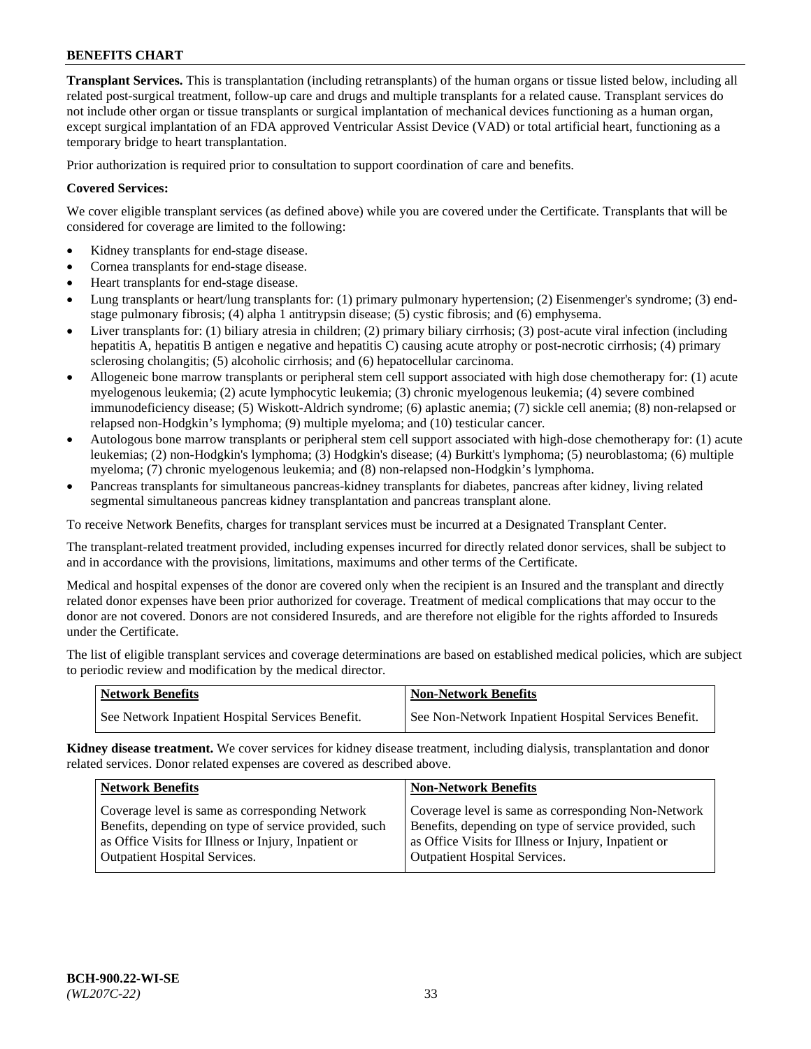**BENEFITS CHART**

**Transplant Services.** This is transplantation (including retransplants) of the human organs or tissue listed below, including all related post-surgical treatment, follow-up care and drugs and multiple transplants for a related cause. Transplant services do not include other organ or tissue transplants or surgical implantation of mechanical devices functioning as a human organ, except surgical implantation of an FDA approved Ventricular Assist Device (VAD) or total artificial heart, functioning as a temporary bridge to heart transplantation.

Prior authorization is required prior to consultation to support coordination of care and benefits.

**Covered Services:**

We cover eligible transplant services (as defined above) while you are covered under the Certificate. Transplants that will be considered for coverage are limited to the following:

- Kidney transplants for end-stage disease.
- Cornea transplants for end-stage disease.
- Heart transplants for end-stage disease.
- Lung transplants or heart/lung transplants for: (1) primary pulmonary hypertension; (2) Eisenmenger's syndrome; (3) end-stage pulmonary fibrosis; (4) alpha 1 antitrypsin disease; (5) cystic fibrosis; and (6) emphysema.
- Liver transplants for: (1) biliary atresia in children; (2) primary biliary cirrhosis; (3) post-acute viral infection (including hepatitis A, hepatitis B antigen e negative and hepatitis C) causing acute atrophy or post-necrotic cirrhosis; (4) primary sclerosing cholangitis; (5) alcoholic cirrhosis; and (6) hepatocellular carcinoma.
- Allogeneic bone marrow transplants or peripheral stem cell support associated with high dose chemotherapy for: (1) acute myelogenous leukemia; (2) acute lymphocytic leukemia; (3) chronic myelogenous leukemia; (4) severe combined immunodeficiency disease; (5) Wiskott-Aldrich syndrome; (6) aplastic anemia; (7) sickle cell anemia; (8) non-relapsed or relapsed non-Hodgkin's lymphoma; (9) multiple myeloma; and (10) testicular cancer.
- Autologous bone marrow transplants or peripheral stem cell support associated with high-dose chemotherapy for: (1) acute leukemias; (2) non-Hodgkin's lymphoma; (3) Hodgkin's disease; (4) Burkitt's lymphoma; (5) neuroblastoma; (6) multiple myeloma; (7) chronic myelogenous leukemia; and (8) non-relapsed non-Hodgkin's lymphoma.
- Pancreas transplants for simultaneous pancreas-kidney transplants for diabetes, pancreas after kidney, living related segmental simultaneous pancreas kidney transplantation and pancreas transplant alone.

To receive Network Benefits, charges for transplant services must be incurred at a Designated Transplant Center.

The transplant-related treatment provided, including expenses incurred for directly related donor services, shall be subject to and in accordance with the provisions, limitations, maximums and other terms of the Certificate.

Medical and hospital expenses of the donor are covered only when the recipient is an Insured and the transplant and directly related donor expenses have been prior authorized for coverage. Treatment of medical complications that may occur to the donor are not covered. Donors are not considered Insureds, and are therefore not eligible for the rights afforded to Insureds under the Certificate.

The list of eligible transplant services and coverage determinations are based on established medical policies, which are subject to periodic review and modification by the medical director.

| Network Benefits | Non-Network Benefits |
|---|---|
| See Network Inpatient Hospital Services Benefit. | See Non-Network Inpatient Hospital Services Benefit. |

**Kidney disease treatment.** We cover services for kidney disease treatment, including dialysis, transplantation and donor related services. Donor related expenses are covered as described above.

| Network Benefits | Non-Network Benefits |
|---|---|
| Coverage level is same as corresponding Network Benefits, depending on type of service provided, such as Office Visits for Illness or Injury, Inpatient or Outpatient Hospital Services. | Coverage level is same as corresponding Non-Network Benefits, depending on type of service provided, such as Office Visits for Illness or Injury, Inpatient or Outpatient Hospital Services. |

**BCH-900.22-WI-SE**
*(WL207C-22)*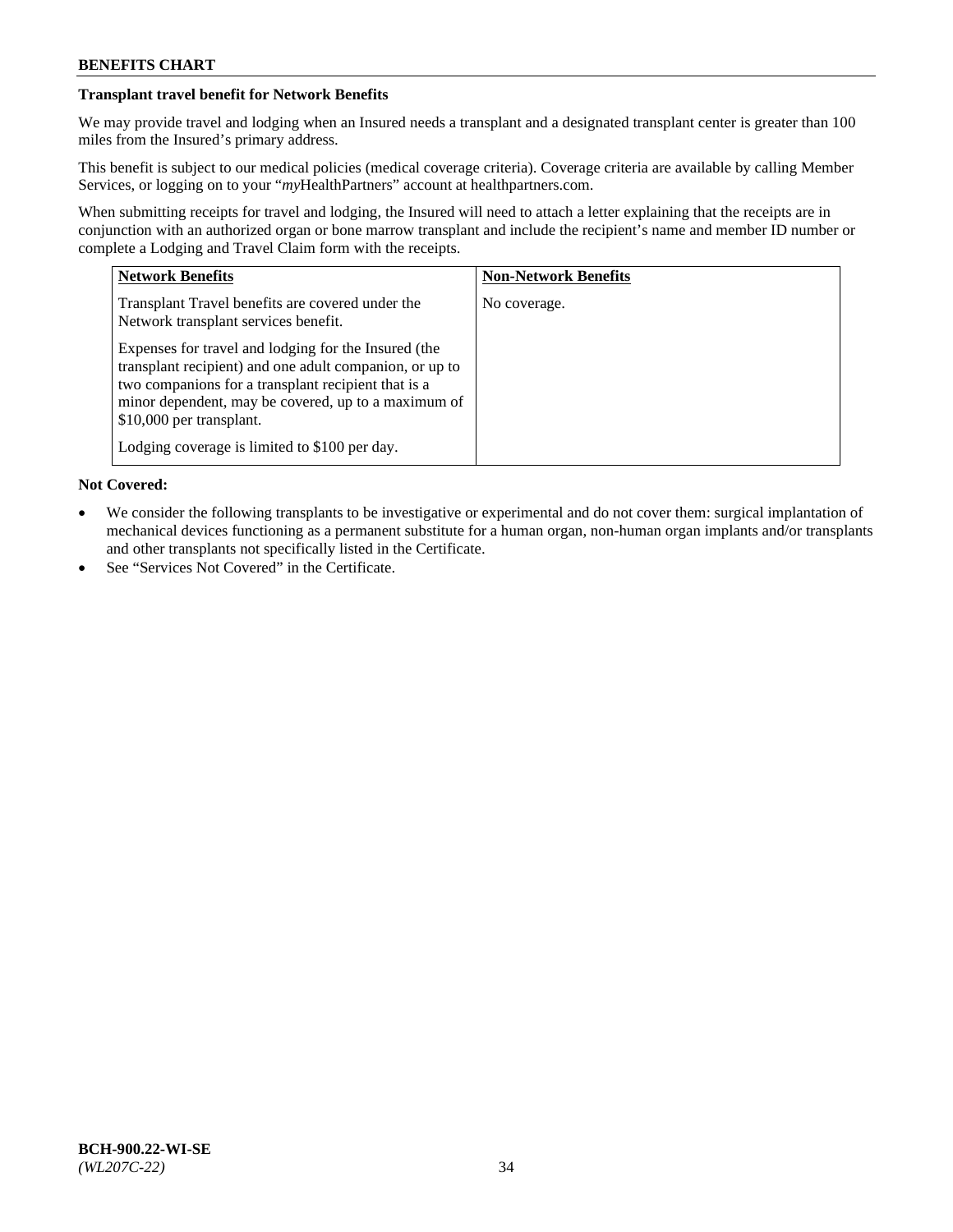**Transplant travel benefit for Network Benefits**

We may provide travel and lodging when an Insured needs a transplant and a designated transplant center is greater than 100 miles from the Insured's primary address.

This benefit is subject to our medical policies (medical coverage criteria). Coverage criteria are available by calling Member Services, or logging on to your "*my*HealthPartners" account at healthpartners.com.

When submitting receipts for travel and lodging, the Insured will need to attach a letter explaining that the receipts are in conjunction with an authorized organ or bone marrow transplant and include the recipient's name and member ID number or complete a Lodging and Travel Claim form with the receipts.

| Network Benefits | Non-Network Benefits |
|---|---|
| Transplant Travel benefits are covered under the Network transplant services benefit.<br><br>Expenses for travel and lodging for the Insured (the transplant recipient) and one adult companion, or up to two companions for a transplant recipient that is a minor dependent, may be covered, up to a maximum of $10,000 per transplant.<br><br>Lodging coverage is limited to $100 per day. | No coverage. |

**Not Covered:**

- We consider the following transplants to be investigative or experimental and do not cover them: surgical implantation of mechanical devices functioning as a permanent substitute for a human organ, non-human organ implants and/or transplants and other transplants not specifically listed in the Certificate.
- See "Services Not Covered" in the Certificate.